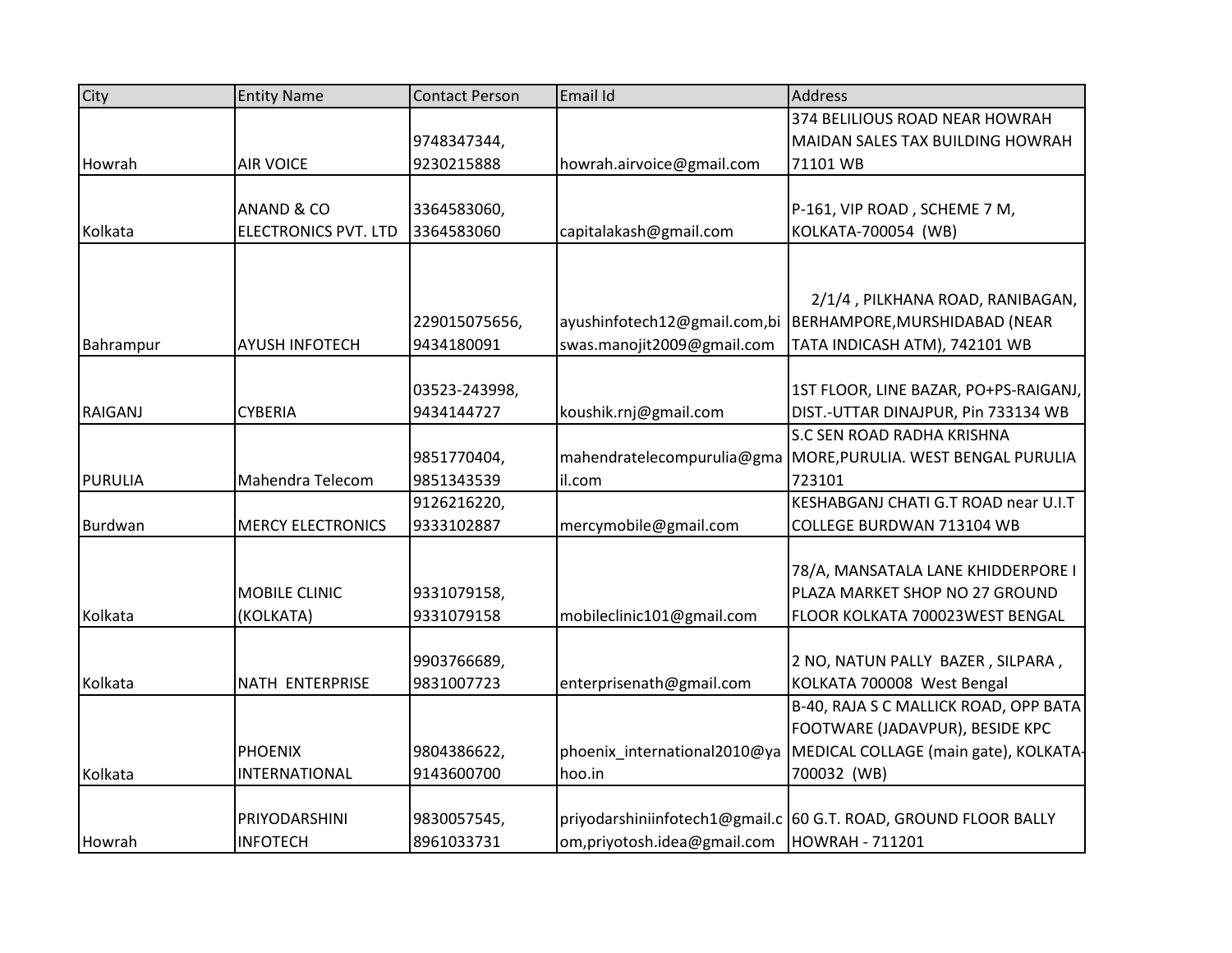| City | Entity Name | Contact Person | Email Id | Address |
|---|---|---|---|---|
| Howrah | AIR VOICE | 9748347344, 9230215888 | howrah.airvoice@gmail.com | 374 BELILIOUS ROAD NEAR HOWRAH MAIDAN SALES TAX BUILDING HOWRAH 71101 WB |
| Kolkata | ANAND & CO ELECTRONICS PVT. LTD | 3364583060, 3364583060 | capitalakash@gmail.com | P-161, VIP ROAD , SCHEME 7 M, KOLKATA-700054 (WB) |
| Bahrampur | AYUSH INFOTECH | 229015075656, 9434180091 | ayushinfotech12@gmail.com,biswas.manojit2009@gmail.com | 2/1/4 , PILKHANA ROAD, RANIBAGAN, BERHAMPORE,MURSHIDABAD (NEAR TATA INDICASH ATM), 742101 WB |
| RAIGANJ | CYBERIA | 03523-243998, 9434144727 | koushik.rnj@gmail.com | 1ST FLOOR, LINE BAZAR, PO+PS-RAIGANJ, DIST.-UTTAR DINAJPUR, Pin 733134 WB |
| PURULIA | Mahendra Telecom | 9851770404, 9851343539 | mahendratelecompurulia@gmail.com | S.C SEN ROAD RADHA KRISHNA MORE,PURULIA. WEST BENGAL PURULIA 723101 |
| Burdwan | MERCY ELECTRONICS | 9126216220, 9333102887 | mercymobile@gmail.com | KESHABGANJ CHATI G.T ROAD near U.I.T COLLEGE BURDWAN 713104 WB |
| Kolkata | MOBILE CLINIC (KOLKATA) | 9331079158, 9331079158 | mobileclinic101@gmail.com | 78/A, MANSATALA LANE KHIDDERPORE I PLAZA MARKET SHOP NO 27 GROUND FLOOR KOLKATA 700023WEST BENGAL |
| Kolkata | NATH ENTERPRISE | 9903766689, 9831007723 | enterprisenath@gmail.com | 2 NO, NATUN PALLY BAZER , SILPARA , KOLKATA 700008 West Bengal |
| Kolkata | PHOENIX INTERNATIONAL | 9804386622, 9143600700 | phoenix_international2010@yahoo.in | B-40, RAJA S C MALLICK ROAD, OPP BATA FOOTWARE (JADAVPUR), BESIDE KPC MEDICAL COLLAGE (main gate), KOLKATA-700032 (WB) |
| Howrah | PRIYODARSHINI INFOTECH | 9830057545, 8961033731 | priyodarshiniinfotech1@gmail.com,priyotosh.idea@gmail.com | 60 G.T. ROAD, GROUND FLOOR BALLY HOWRAH - 711201 |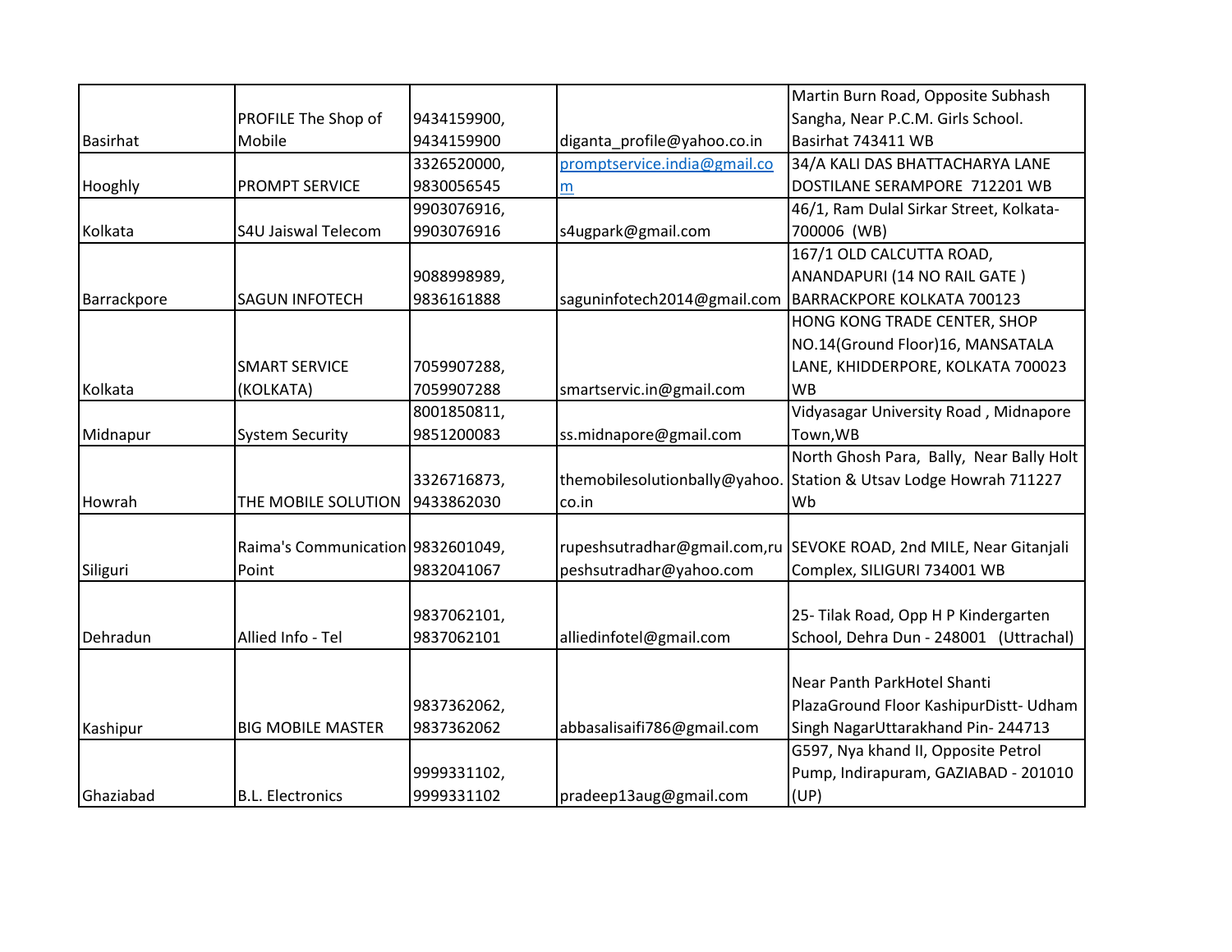| | | | | |
|---|---|---|---|---|
| Basirhat | PROFILE The Shop of Mobile | 9434159900, 9434159900 | diganta_profile@yahoo.co.in | Martin Burn Road, Opposite Subhash Sangha, Near P.C.M. Girls School. Basirhat 743411 WB |
| Hooghly | PROMPT SERVICE | 3326520000, 9830056545 | promptservice.india@gmail.com | 34/A KALI DAS BHATTACHARYA LANE DOSTILANE SERAMPORE 712201 WB |
| Kolkata | S4U Jaiswal Telecom | 9903076916, 9903076916 | s4ugpark@gmail.com | 46/1, Ram Dulal Sirkar Street, Kolkata-700006 (WB) |
| Barrackpore | SAGUN INFOTECH | 9088998989, 9836161888 | saguninfotech2014@gmail.com | 167/1 OLD CALCUTTA ROAD, ANANDAPURI (14 NO RAIL GATE ) BARRACKPORE KOLKATA 700123 |
| Kolkata | SMART SERVICE (KOLKATA) | 7059907288, 7059907288 | smartservic.in@gmail.com | HONG KONG TRADE CENTER, SHOP NO.14(Ground Floor)16, MANSATALA LANE, KHIDDERPORE, KOLKATA 700023 WB |
| Midnapur | System Security | 8001850811, 9851200083 | ss.midnapore@gmail.com | Vidyasagar University Road , Midnapore Town,WB |
| Howrah | THE MOBILE SOLUTION | 3326716873, 9433862030 | themobilesolutionbally@yahoo.co.in | North Ghosh Para, Bally, Near Bally Holt Station & Utsav Lodge Howrah 711227 Wb |
| Siliguri | Raima's Communication Point | 9832601049, 9832041067 | rupeshsutradhar@gmail.com,rupeshsutradhar@yahoo.com | SEVOKE ROAD, 2nd MILE, Near Gitanjali Complex, SILIGURI 734001 WB |
| Dehradun | Allied Info - Tel | 9837062101, 9837062101 | alliedinfotel@gmail.com | 25- Tilak Road, Opp H P Kindergarten School, Dehra Dun - 248001 (Uttrachal) |
| Kashipur | BIG MOBILE MASTER | 9837362062, 9837362062 | abbasalisaifi786@gmail.com | Near Panth ParkHotel Shanti PlazaGround Floor KashipurDistt- Udham Singh NagarUttarakhand Pin- 244713 |
| Ghaziabad | B.L. Electronics | 9999331102, 9999331102 | pradeep13aug@gmail.com | G597, Nya khand II, Opposite Petrol Pump, Indirapuram, GAZIABAD - 201010 (UP) |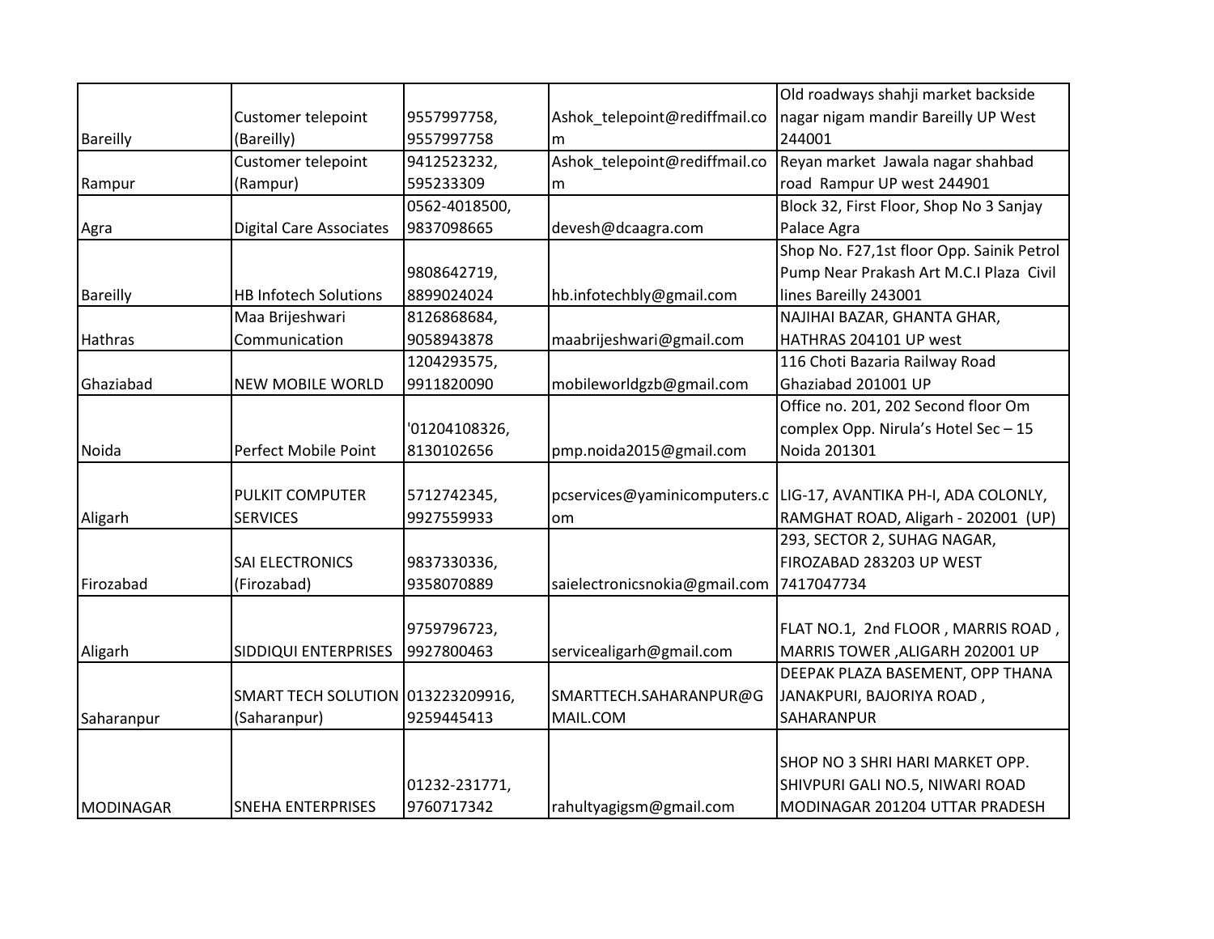| | | | | |
|---|---|---|---|---|
| Bareilly | Customer telepoint (Bareilly) | 9557997758, 9557997758 | Ashok_telepoint@rediffmail.com | Old roadways shahji market backside nagar nigam mandir Bareilly UP West 244001 |
| Rampur | Customer telepoint (Rampur) | 9412523232, 595233309 | Ashok_telepoint@rediffmail.com | Reyan market Jawala nagar shahbad road Rampur UP west 244901 |
| Agra | Digital Care Associates | 0562-4018500, 9837098665 | devesh@dcaagra.com | Block 32, First Floor, Shop No 3 Sanjay Palace Agra |
| Bareilly | HB Infotech Solutions | 9808642719, 8899024024 | hb.infotechbly@gmail.com | Shop No. F27,1st floor Opp. Sainik Petrol Pump Near Prakash Art M.C.I Plaza Civil lines Bareilly 243001 |
| Hathras | Maa Brijeshwari Communication | 8126868684, 9058943878 | maabrijeshwari@gmail.com | NAJIHAI BAZAR, GHANTA GHAR, HATHRAS 204101 UP west |
| Ghaziabad | NEW MOBILE WORLD | 1204293575, 9911820090 | mobileworldgzb@gmail.com | 116 Choti Bazaria Railway Road Ghaziabad 201001 UP |
| Noida | Perfect Mobile Point | '01204108326, 8130102656 | pmp.noida2015@gmail.com | Office no. 201, 202 Second floor Om complex Opp. Nirula's Hotel Sec – 15 Noida 201301 |
| Aligarh | PULKIT COMPUTER SERVICES | 5712742345, 9927559933 | pcservices@yaminicomputers.com | LIG-17, AVANTIKA PH-I, ADA COLONLY, RAMGHAT ROAD, Aligarh - 202001 (UP) |
| Firozabad | SAI ELECTRONICS (Firozabad) | 9837330336, 9358070889 | saielectronicsnokia@gmail.com | 293, SECTOR 2, SUHAG NAGAR, FIROZABAD 283203 UP WEST 7417047734 |
| Aligarh | SIDDIQUI ENTERPRISES | 9759796723, 9927800463 | servicealigarh@gmail.com | FLAT NO.1, 2nd FLOOR , MARRIS ROAD , MARRIS TOWER ,ALIGARH 202001 UP |
| Saharanpur | SMART TECH SOLUTION (Saharanpur) | 013223209916, 9259445413 | SMARTTECH.SAHARANPUR@GMAIL.COM | DEEPAK PLAZA BASEMENT, OPP THANA JANAKPURI, BAJORIYA ROAD , SAHARANPUR |
| MODINAGAR | SNEHA ENTERPRISES | 01232-231771, 9760717342 | rahultyagigsm@gmail.com | SHOP NO 3 SHRI HARI MARKET OPP. SHIVPURI GALI NO.5, NIWARI ROAD MODINAGAR 201204 UTTAR PRADESH |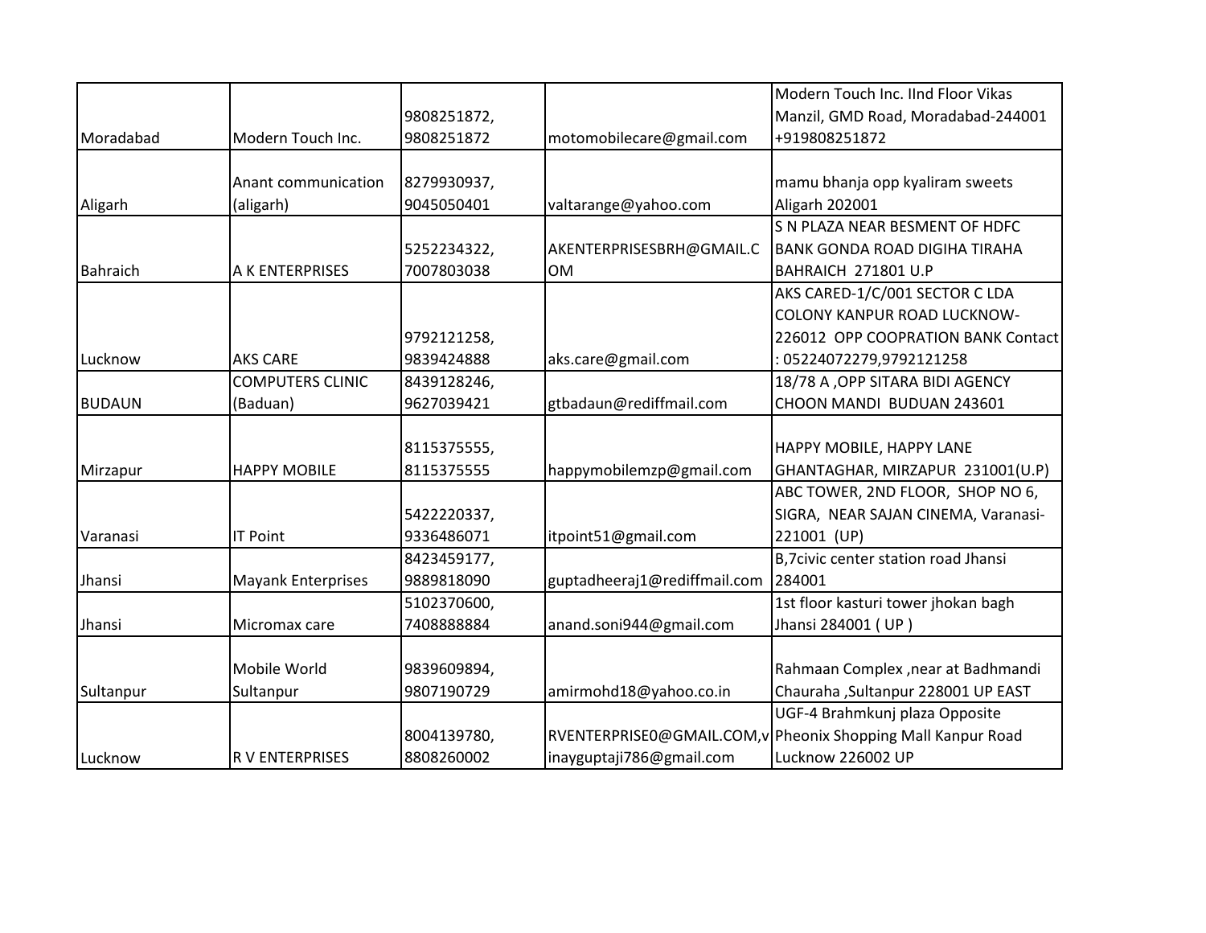| | | | | |
|---|---|---|---|---|
| Moradabad | Modern Touch Inc. | 9808251872, 9808251872 | motomobilecare@gmail.com | Modern Touch Inc. IInd Floor Vikas Manzil, GMD Road, Moradabad-244001 +919808251872 |
| Aligarh | Anant communication (aligarh) | 8279930937, 9045050401 | valtarange@yahoo.com | mamu bhanja opp kyaliram sweets Aligarh 202001 |
| Bahraich | A K ENTERPRISES | 5252234322, 7007803038 | AKENTERPRISESBRH@GMAIL.COM | S N PLAZA NEAR BESMENT OF HDFC BANK GONDA ROAD DIGIHA TIRAHA BAHRAICH 271801 U.P |
| Lucknow | AKS CARE | 9792121258, 9839424888 | aks.care@gmail.com | AKS CARED-1/C/001 SECTOR C LDA COLONY KANPUR ROAD LUCKNOW-226012 OPP COOPRATION BANK Contact : 05224072279,9792121258 |
| BUDAUN | COMPUTERS CLINIC (Baduan) | 8439128246, 9627039421 | gtbadaun@rediffmail.com | 18/78 A ,OPP SITARA BIDI AGENCY CHOON MANDI BUDUAN 243601 |
| Mirzapur | HAPPY MOBILE | 8115375555, 8115375555 | happymobilemzp@gmail.com | HAPPY MOBILE, HAPPY LANE GHANTAGHAR, MIRZAPUR 231001(U.P) |
| Varanasi | IT Point | 5422220337, 9336486071 | itpoint51@gmail.com | ABC TOWER, 2ND FLOOR, SHOP NO 6, SIGRA, NEAR SAJAN CINEMA, Varanasi-221001 (UP) |
| Jhansi | Mayank Enterprises | 8423459177, 9889818090 | guptadheeraj1@rediffmail.com | B,7civic center station road Jhansi 284001 |
| Jhansi | Micromax care | 5102370600, 7408888884 | anand.soni944@gmail.com | 1st floor kasturi tower jhokan bagh Jhansi 284001 ( UP ) |
| Sultanpur | Mobile World Sultanpur | 9839609894, 9807190729 | amirmohd18@yahoo.co.in | Rahmaan Complex ,near at Badhmandi Chauraha ,Sultanpur 228001 UP EAST |
| Lucknow | R V ENTERPRISES | 8004139780, 8808260002 | RVENTERPRISE0@GMAIL.COM,vinayguptaji786@gmail.com | UGF-4 Brahmkunj plaza Opposite Pheonix Shopping Mall Kanpur Road Lucknow 226002 UP |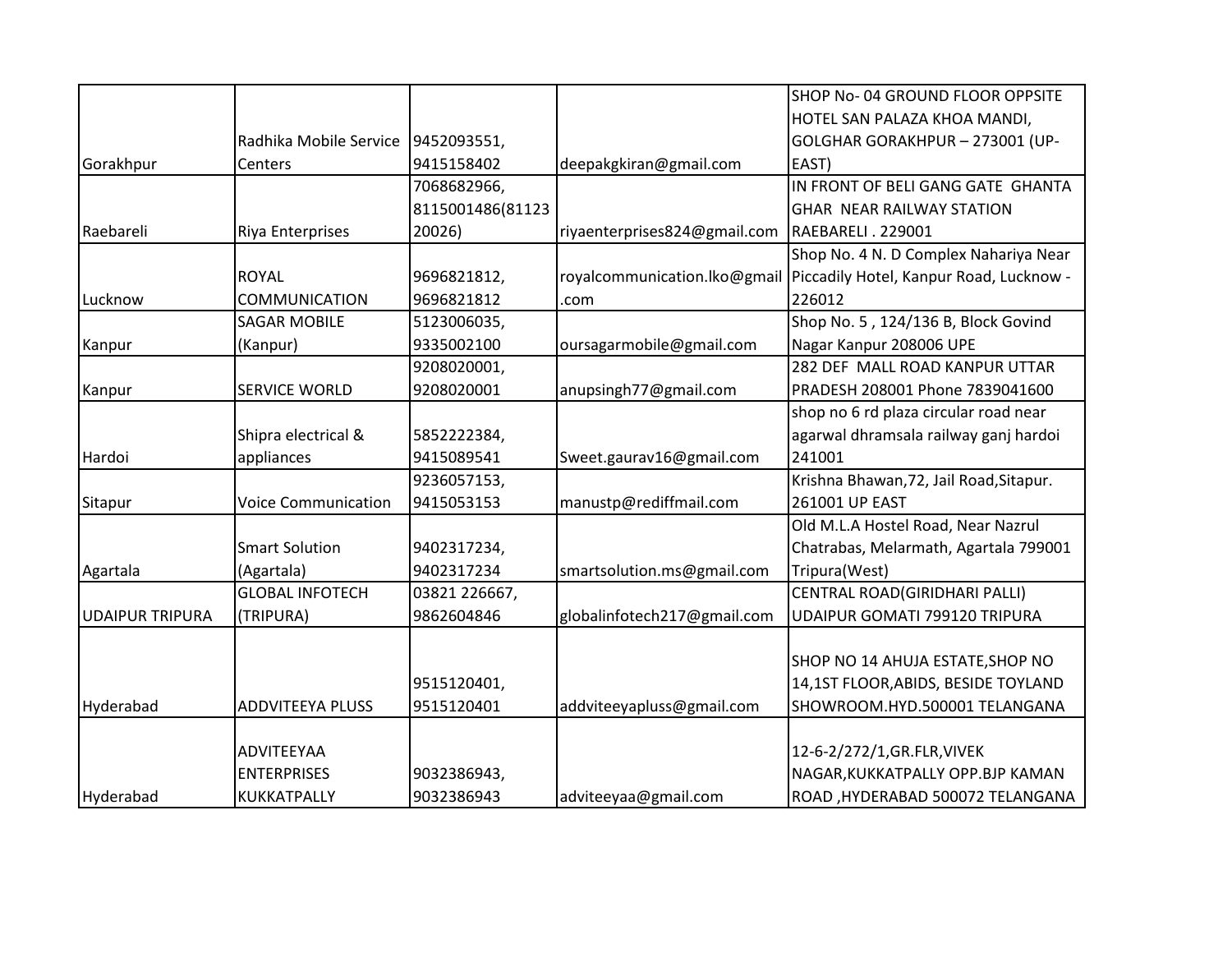| | | | | |
|---|---|---|---|---|
| Gorakhpur | Radhika Mobile Service Centers | 9452093551, 9415158402 | deepakgkiran@gmail.com | SHOP No- 04 GROUND FLOOR OPPSITE HOTEL SAN PALAZA KHOA MANDI, GOLGHAR GORAKHPUR – 273001 (UP-EAST) |
| Raebareli | Riya Enterprises | 7068682966, 8115001486(8112320026) | riyaenterprises824@gmail.com | IN FRONT OF BELI GANG GATE GHANTA GHAR NEAR RAILWAY STATION RAEBARELI . 229001 |
| Lucknow | ROYAL COMMUNICATION | 9696821812, 9696821812 | royalcommunication.lko@gmail.com | Shop No. 4 N. D Complex Nahariya Near Piccadily Hotel, Kanpur Road, Lucknow - 226012 |
| Kanpur | SAGAR MOBILE (Kanpur) | 5123006035, 9335002100 | oursagarmobile@gmail.com | Shop No. 5 , 124/136 B, Block Govind Nagar Kanpur 208006 UPE |
| Kanpur | SERVICE WORLD | 9208020001, 9208020001 | anupsingh77@gmail.com | 282 DEF MALL ROAD KANPUR UTTAR PRADESH 208001 Phone 7839041600 |
| Hardoi | Shipra electrical & appliances | 5852222384, 9415089541 | Sweet.gaurav16@gmail.com | shop no 6 rd plaza circular road near agarwal dhramsala railway ganj hardoi 241001 |
| Sitapur | Voice Communication | 9236057153, 9415053153 | manustp@rediffmail.com | Krishna Bhawan,72, Jail Road,Sitapur. 261001 UP EAST |
| Agartala | Smart Solution (Agartala) | 9402317234, 9402317234 | smartsolution.ms@gmail.com | Old M.L.A Hostel Road, Near Nazrul Chatrabas, Melarmath, Agartala 799001 Tripura(West) |
| UDAIPUR TRIPURA | GLOBAL INFOTECH (TRIPURA) | 03821 226667, 9862604846 | globalinfotech217@gmail.com | CENTRAL ROAD(GIRIDHARI PALLI) UDAIPUR GOMATI 799120 TRIPURA |
| Hyderabad | ADDVITEEYA PLUSS | 9515120401, 9515120401 | addviteeyapluss@gmail.com | SHOP NO 14 AHUJA ESTATE,SHOP NO 14,1ST FLOOR,ABIDS, BESIDE TOYLAND SHOWROOM.HYD.500001 TELANGANA |
| Hyderabad | ADVITEEYAA ENTERPRISES KUKKATPALLY | 9032386943, 9032386943 | adviteeyaa@gmail.com | 12-6-2/272/1,GR.FLR,VIVEK NAGAR,KUKKATPALLY OPP.BJP KAMAN ROAD ,HYDERABAD 500072 TELANGANA |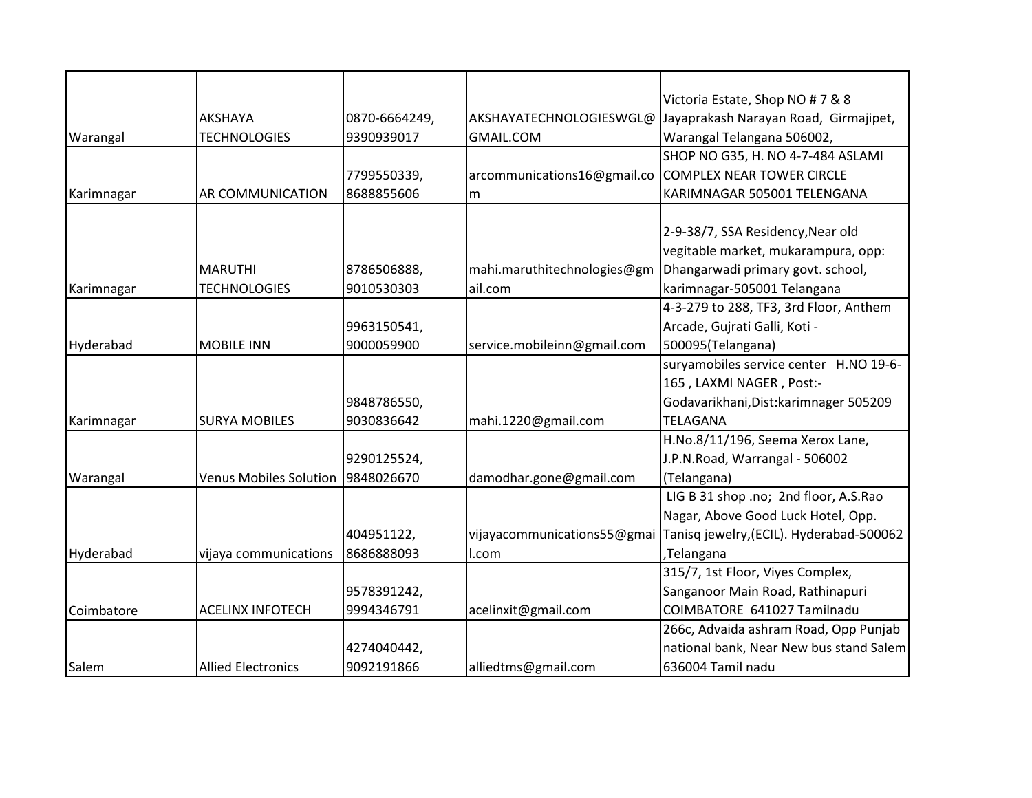| | | | | |
|---|---|---|---|---|
| Warangal | AKSHAYA TECHNOLOGIES | 0870-6664249, 9390939017 | AKSHAYATECHNOLOGIESWGL@GMAIL.COM | Victoria Estate, Shop NO # 7 & 8 Jayaprakash Narayan Road, Girmajipet, Warangal Telangana 506002, |
| Karimnagar | AR COMMUNICATION | 7799550339, 8688855606 | arcommunications16@gmail.com | SHOP NO G35, H. NO 4-7-484 ASLAMI COMPLEX NEAR TOWER CIRCLE KARIMNAGAR 505001 TELENGANA |
| Karimnagar | MARUTHI TECHNOLOGIES | 8786506888, 9010530303 | mahi.maruthitechnologies@gmail.com | 2-9-38/7, SSA Residency,Near old vegitable market, mukarampura, opp: Dhangarwadi primary govt. school, karimnagar-505001 Telangana |
| Hyderabad | MOBILE INN | 9963150541, 9000059900 | service.mobileinn@gmail.com | 4-3-279 to 288, TF3, 3rd Floor, Anthem Arcade, Gujrati Galli, Koti - 500095(Telangana) |
| Karimnagar | SURYA MOBILES | 9848786550, 9030836642 | mahi.1220@gmail.com | suryamobiles service center H.NO 19-6-165 , LAXMI NAGER , Post:-Godavarikhani,Dist:karimnager 505209 TELAGANA |
| Warangal | Venus Mobiles Solution | 9290125524, 9848026670 | damodhar.gone@gmail.com | H.No.8/11/196, Seema Xerox Lane, J.P.N.Road, Warrangal - 506002 (Telangana) |
| Hyderabad | vijaya communications | 404951122, 8686888093 | vijayacommunications55@gmail.com | LIG B 31 shop .no; 2nd floor, A.S.Rao Nagar, Above Good Luck Hotel, Opp. Tanisq jewelry,(ECIL). Hyderabad-500062 ,Telangana |
| Coimbatore | ACELINX INFOTECH | 9578391242, 9994346791 | acelinxit@gmail.com | 315/7, 1st Floor, Viyes Complex, Sanganoor Main Road, Rathinapuri COIMBATORE 641027 Tamilnadu |
| Salem | Allied Electronics | 4274040442, 9092191866 | alliedtms@gmail.com | 266c, Advaida ashram Road, Opp Punjab national bank, Near New bus stand Salem 636004 Tamil nadu |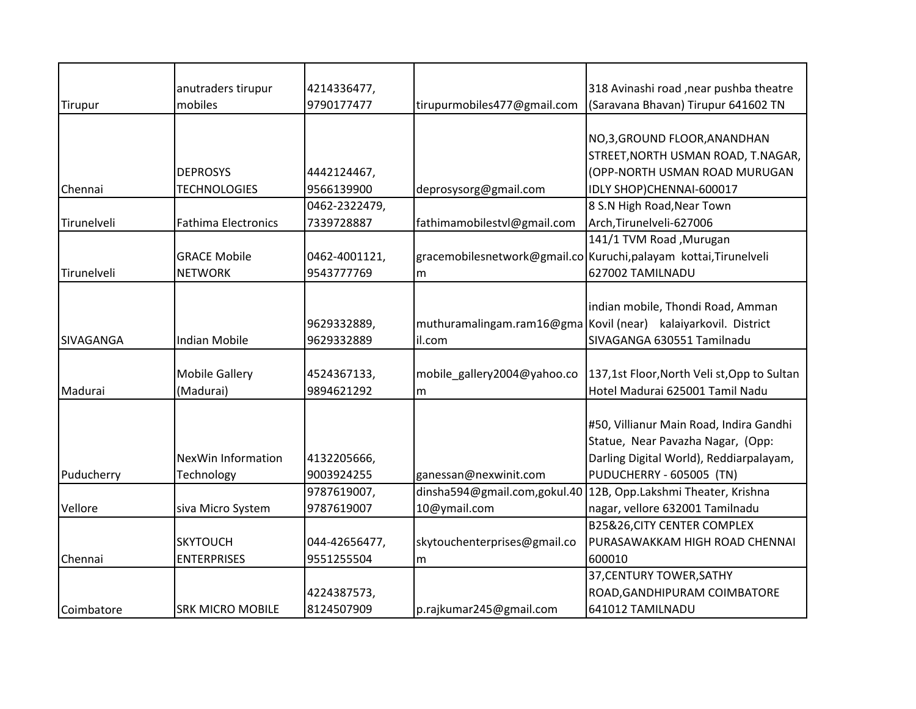| | | | | |
|---|---|---|---|---|
| Tirupur | anutraders tirupur mobiles | 4214336477, 9790177477 | tirupurmobiles477@gmail.com | 318 Avinashi road ,near pushba theatre (Saravana Bhavan) Tirupur 641602 TN |
| Chennai | DEPROSYS TECHNOLOGIES | 4442124467, 9566139900 | deprosysorg@gmail.com | NO,3,GROUND FLOOR,ANANDHAN STREET,NORTH USMAN ROAD, T.NAGAR,(OPP-NORTH USMAN ROAD MURUGAN IDLY SHOP)CHENNAI-600017 |
| Tirunelveli | Fathima Electronics | 0462-2322479, 7339728887 | fathimamobilestvl@gmail.com | 8 S.N High Road,Near Town Arch,Tirunelveli-627006 |
| Tirunelveli | GRACE Mobile NETWORK | 0462-4001121, 9543777769 | gracemobilesnetwork@gmail.com | 141/1 TVM Road ,Murugan Kuruchi,palayam kottai,Tirunelveli 627002 TAMILNADU |
| SIVAGANGA | Indian Mobile | 9629332889, 9629332889 | muthuramalingam.ram16@gmail.com | indian mobile, Thondi Road, Amman Kovil (near) kalaiyarkovil. District SIVAGANGA 630551 Tamilnadu |
| Madurai | Mobile Gallery (Madurai) | 4524367133, 9894621292 | mobile_gallery2004@yahoo.com | 137,1st Floor,North Veli st,Opp to Sultan Hotel Madurai 625001 Tamil Nadu |
| Puducherry | NexWin Information Technology | 4132205666, 9003924255 | ganessan@nexwinit.com | #50, Villianur Main Road, Indira Gandhi Statue, Near Pavazha Nagar, (Opp: Darling Digital World), Reddiarpalayam, PUDUCHERRY - 605005 (TN) |
| Vellore | siva Micro System | 9787619007, 9787619007 | dinsha594@gmail.com,gokul.4010@ymail.com | 12B, Opp.Lakshmi Theater, Krishna nagar, vellore 632001 Tamilnadu |
| Chennai | SKYTOUCH ENTERPRISES | 044-42656477, 9551255504 | skytouchenterprises@gmail.com | B25&26,CITY CENTER COMPLEX PURASAWAKKAM HIGH ROAD CHENNAI 600010 |
| Coimbatore | SRK MICRO MOBILE | 4224387573, 8124507909 | p.rajkumar245@gmail.com | 37,CENTURY TOWER,SATHY ROAD,GANDHIPURAM COIMBATORE 641012 TAMILNADU |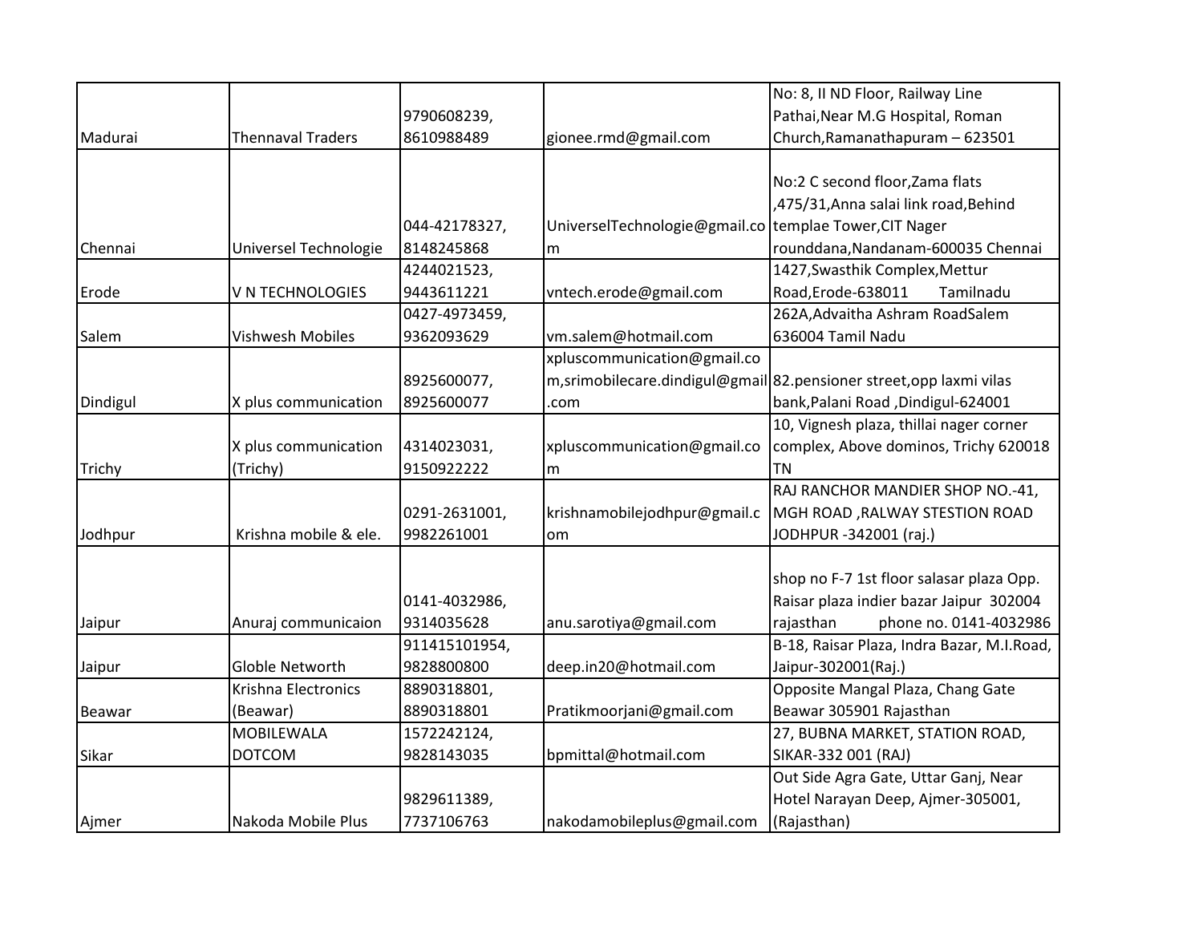| Madurai | Thennaval Traders | 9790608239, 8610988489 | gionee.rmd@gmail.com | No: 8, II ND Floor, Railway Line Pathai,Near M.G Hospital, Roman Church,Ramanathapuram – 623501 |
|---|---|---|---|---|
| Chennai | Universel Technologie | 044-42178327, 8148245868 | UniverselTechnologie@gmail.com | No:2 C second floor,Zama flats ,475/31,Anna salai link road,Behind templae Tower,CIT Nager rounddana,Nandanam-600035 Chennai |
| Erode | V N TECHNOLOGIES | 4244021523, 9443611221 | vntech.erode@gmail.com | 1427,Swasthik Complex,Mettur Road,Erode-638011 Tamilnadu |
| Salem | Vishwesh Mobiles | 0427-4973459, 9362093629 | vm.salem@hotmail.com | 262A,Advaitha Ashram RoadSalem 636004 Tamil Nadu |
| Dindigul | X plus communication | 8925600077, 8925600077 | xpluscommunication@gmail.com,srimobilecare.dindigul@gmail.com | 82.pensioner street,opp laxmi vilas bank,Palani Road ,Dindigul-624001 |
| Trichy | X plus communication (Trichy) | 4314023031, 9150922222 | xpluscommunication@gmail.com | 10, Vignesh plaza, thillai nager corner complex, Above dominos, Trichy 620018 TN |
| Jodhpur | Krishna mobile & ele. | 0291-2631001, 9982261001 | krishnamobilejodhpur@gmail.com | RAJ RANCHOR MANDIER SHOP NO.-41, MGH ROAD ,RALWAY STESTION ROAD JODHPUR -342001 (raj.) |
| Jaipur | Anuraj communicaion | 0141-4032986, 9314035628 | anu.sarotiya@gmail.com | shop no F-7 1st floor salasar plaza Opp. Raisar plaza indier bazar Jaipur 302004 rajasthan phone no. 0141-4032986 |
| Jaipur | Globle Networth | 911415101954, 9828800800 | deep.in20@hotmail.com | B-18, Raisar Plaza, Indra Bazar, M.I.Road, Jaipur-302001(Raj.) |
| Beawar | Krishna Electronics (Beawar) | 8890318801, 8890318801 | Pratikmoorjani@gmail.com | Opposite Mangal Plaza, Chang Gate Beawar 305901 Rajasthan |
| Sikar | MOBILEWALA DOTCOM | 1572242124, 9828143035 | bpmittal@hotmail.com | 27, BUBNA MARKET, STATION ROAD, SIKAR-332 001 (RAJ) |
| Ajmer | Nakoda Mobile Plus | 9829611389, 7737106763 | nakodamobileplus@gmail.com | Out Side Agra Gate, Uttar Ganj, Near Hotel Narayan Deep, Ajmer-305001, (Rajasthan) |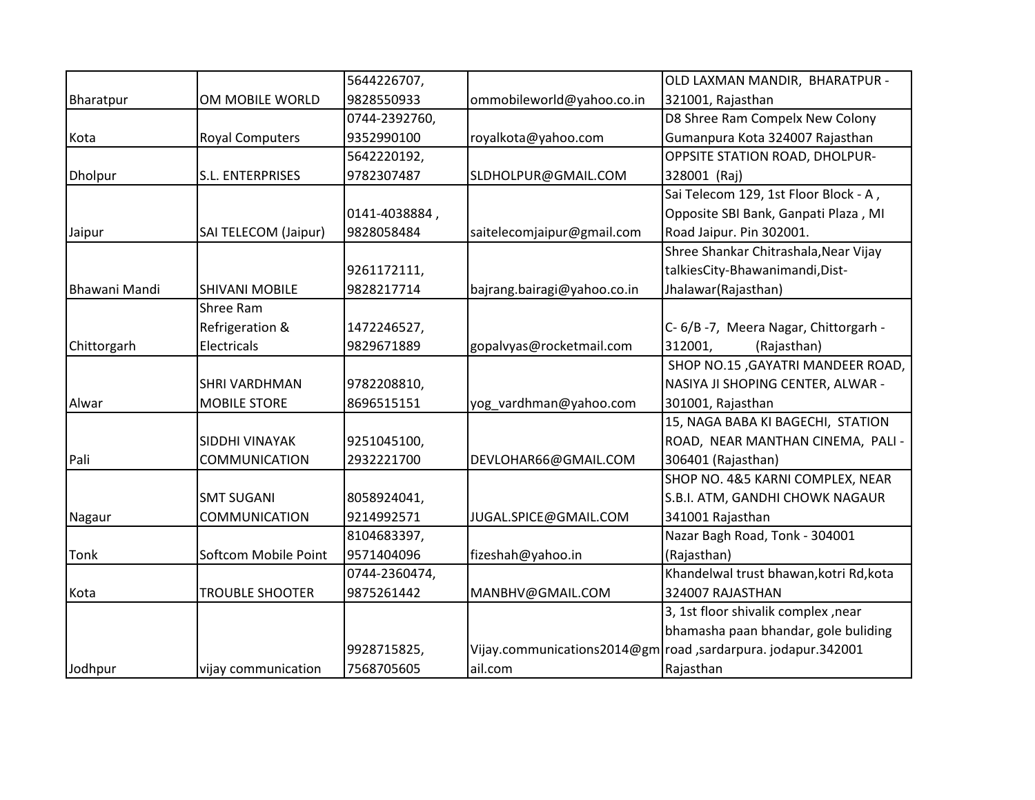| | | | | |
|---|---|---|---|---|
| Bharatpur | OM MOBILE WORLD | 5644226707, 9828550933 | ommobileworld@yahoo.co.in | OLD LAXMAN MANDIR, BHARATPUR - 321001, Rajasthan |
| Kota | Royal Computers | 0744-2392760, 9352990100 | royalkota@yahoo.com | D8 Shree Ram Compelx New Colony Gumanpura Kota 324007 Rajasthan |
| Dholpur | S.L. ENTERPRISES | 5642220192, 9782307487 | SLDHOLPUR@GMAIL.COM | OPPSITE STATION ROAD, DHOLPUR-328001 (Raj) |
| Jaipur | SAI TELECOM (Jaipur) | 0141-4038884 , 9828058484 | saitelecomjaipur@gmail.com | Sai Telecom 129, 1st Floor Block - A , Opposite SBI Bank, Ganpati Plaza , MI Road Jaipur. Pin 302001. |
| Bhawani Mandi | SHIVANI MOBILE | 9261172111, 9828217714 | bajrang.bairagi@yahoo.co.in | Shree Shankar Chitrashala,Near Vijay talkiesCity-Bhawanimandi,Dist-Jhalawar(Rajasthan) |
| Chittorgarh | Shree Ram Refrigeration & Electricals | 1472246527, 9829671889 | gopalvyas@rocketmail.com | C- 6/B -7, Meera Nagar, Chittorgarh - 312001, (Rajasthan) |
| Alwar | SHRI VARDHMAN MOBILE STORE | 9782208810, 8696515151 | yog_vardhman@yahoo.com | SHOP NO.15 ,GAYATRI MANDEER ROAD, NASIYA JI SHOPING CENTER, ALWAR - 301001, Rajasthan |
| Pali | SIDDHI VINAYAK COMMUNICATION | 9251045100, 2932221700 | DEVLOHAR66@GMAIL.COM | 15, NAGA BABA KI BAGECHI, STATION ROAD, NEAR MANTHAN CINEMA, PALI - 306401 (Rajasthan) |
| Nagaur | SMT SUGANI COMMUNICATION | 8058924041, 9214992571 | JUGAL.SPICE@GMAIL.COM | SHOP NO. 4&5 KARNI COMPLEX, NEAR S.B.I. ATM, GANDHI CHOWK NAGAUR 341001 Rajasthan |
| Tonk | Softcom Mobile Point | 8104683397, 9571404096 | fizeshah@yahoo.in | Nazar Bagh Road, Tonk - 304001 (Rajasthan) |
| Kota | TROUBLE SHOOTER | 0744-2360474, 9875261442 | MANBHV@GMAIL.COM | Khandelwal trust bhawan,kotri Rd,kota 324007 RAJASTHAN |
| Jodhpur | vijay communication | 9928715825, 7568705605 | Vijay.communications2014@gmail.com | 3, 1st floor shivalik complex ,near bhamasha paan bhandar, gole buliding road ,sardarpura. jodapur.342001 Rajasthan |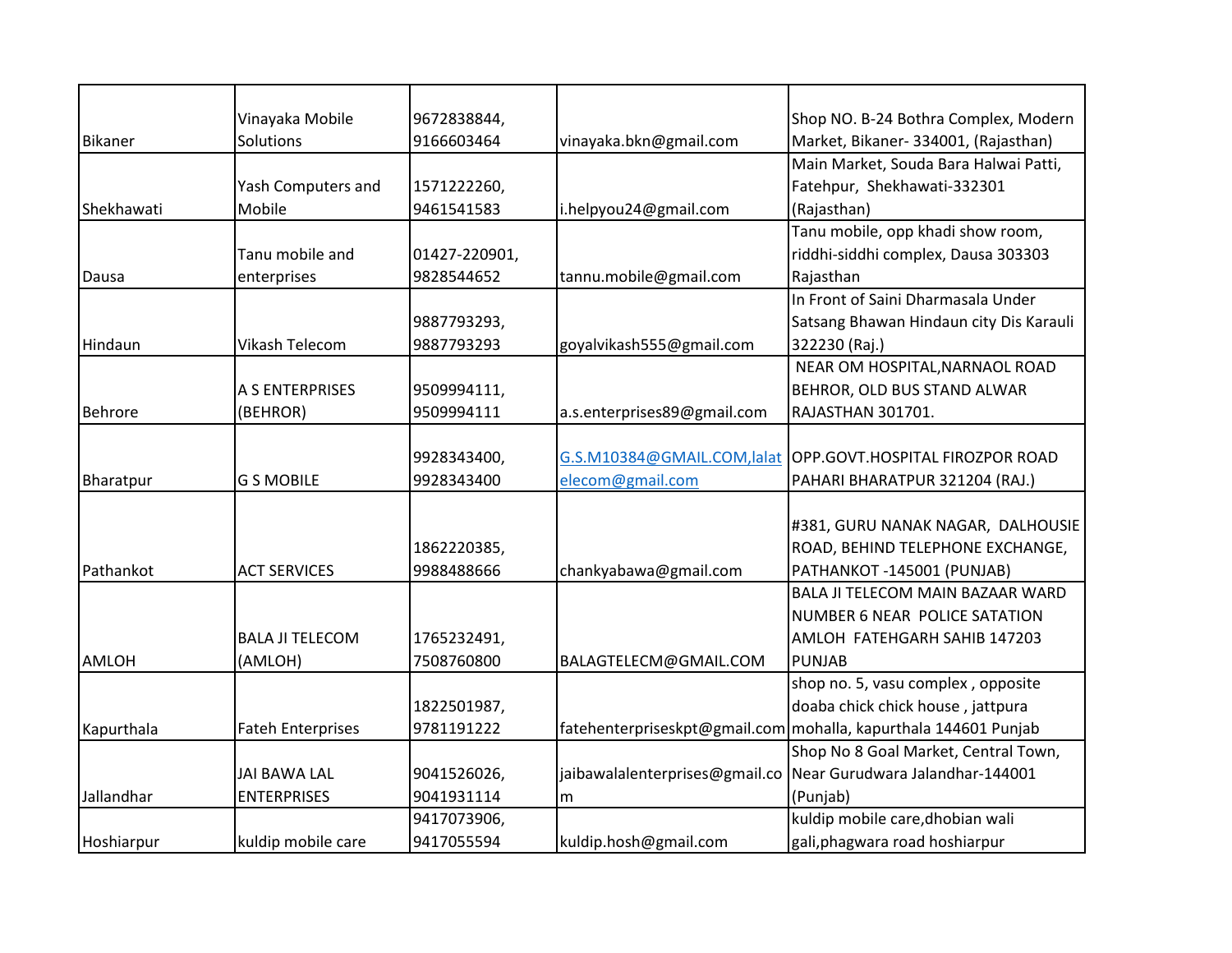| | | | | |
|---|---|---|---|---|
| Bikaner | Vinayaka Mobile Solutions | 9672838844, 9166603464 | vinayaka.bkn@gmail.com | Shop NO. B-24 Bothra Complex, Modern Market, Bikaner- 334001, (Rajasthan) |
| Shekhawati | Yash Computers and Mobile | 1571222260, 9461541583 | i.helpyou24@gmail.com | Main Market, Souda Bara Halwai Patti, Fatehpur, Shekhawati-332301 (Rajasthan) |
| Dausa | Tanu mobile and enterprises | 01427-220901, 9828544652 | tannu.mobile@gmail.com | Tanu mobile, opp khadi show room, riddhi-siddhi complex, Dausa 303303 Rajasthan |
| Hindaun | Vikash Telecom | 9887793293, 9887793293 | goyalvikash555@gmail.com | In Front of Saini Dharmasala Under Satsang Bhawan Hindaun city Dis Karauli 322230 (Raj.) |
| Behrore | A S ENTERPRISES (BEHROR) | 9509994111, 9509994111 | a.s.enterprises89@gmail.com | NEAR OM HOSPITAL,NARNAOL ROAD BEHROR, OLD BUS STAND ALWAR RAJASTHAN 301701. |
| Bharatpur | G S MOBILE | 9928343400, 9928343400 | G.S.M10384@GMAIL.COM,lalatelecom@gmail.com | OPP.GOVT.HOSPITAL FIROZPOR ROAD PAHARI BHARATPUR 321204 (RAJ.) |
| Pathankot | ACT SERVICES | 1862220385, 9988488666 | chankyabawa@gmail.com | #381, GURU NANAK NAGAR, DALHOUSIE ROAD, BEHIND TELEPHONE EXCHANGE, PATHANKOT -145001 (PUNJAB) |
| AMLOH | BALA JI TELECOM (AMLOH) | 1765232491, 7508760800 | BALAGTELECM@GMAIL.COM | BALA JI TELECOM MAIN BAZAAR WARD NUMBER 6 NEAR POLICE SATATION AMLOH FATEHGARH SAHIB 147203 PUNJAB |
| Kapurthala | Fateh Enterprises | 1822501987, 9781191222 | fatehenterpriseskpt@gmail.com | shop no. 5, vasu complex , opposite doaba chick chick house , jattpura mohalla, kapurthala 144601 Punjab |
| Jallandhar | JAI BAWA LAL ENTERPRISES | 9041526026, 9041931114 | jaibawalalenterprises@gmail.com | Shop No 8 Goal Market, Central Town, Near Gurudwara Jalandhar-144001 (Punjab) |
| Hoshiarpur | kuldip mobile care | 9417073906, 9417055594 | kuldip.hosh@gmail.com | kuldip mobile care,dhobian wali gali,phagwara road hoshiarpur |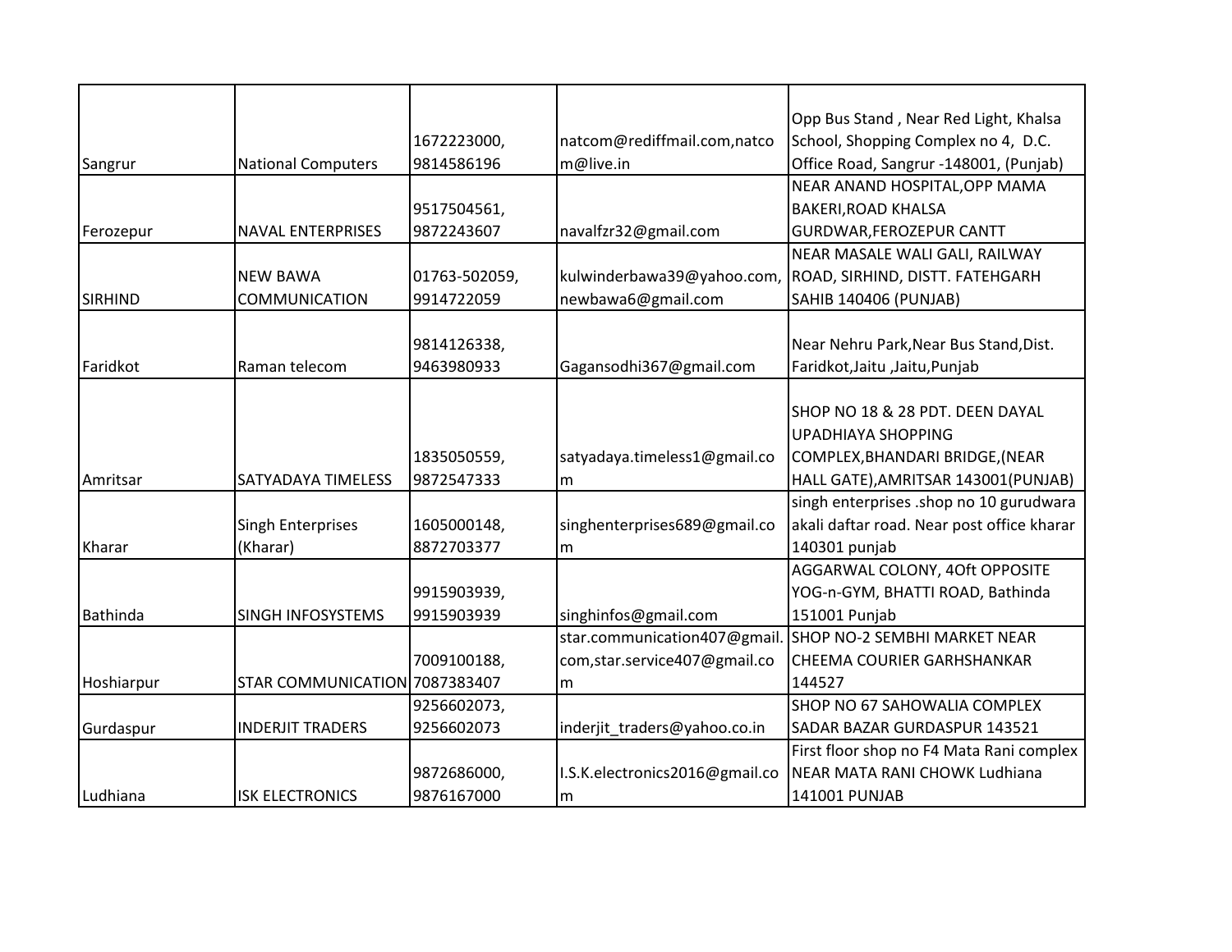| | | | | |
|---|---|---|---|---|
| Sangrur | National Computers | 1672223000, 9814586196 | natcom@rediffmail.com,natcom@live.in | Opp Bus Stand , Near Red Light, Khalsa School, Shopping Complex no 4, D.C. Office Road, Sangrur -148001, (Punjab) |
| Ferozepur | NAVAL ENTERPRISES | 9517504561, 9872243607 | navalfzr32@gmail.com | NEAR ANAND HOSPITAL,OPP MAMA BAKERI,ROAD KHALSA GURDWAR,FEROZEPUR CANTT |
| SIRHIND | NEW BAWA COMMUNICATION | 01763-502059, 9914722059 | kulwinderbawa39@yahoo.com, newbawa6@gmail.com | NEAR MASALE WALI GALI, RAILWAY ROAD, SIRHIND, DISTT. FATEHGARH SAHIB 140406 (PUNJAB) |
| Faridkot | Raman telecom | 9814126338, 9463980933 | Gagansodhi367@gmail.com | Near Nehru Park,Near Bus Stand,Dist. Faridkot,Jaitu ,Jaitu,Punjab |
| Amritsar | SATYADAYA TIMELESS | 1835050559, 9872547333 | satyadaya.timeless1@gmail.com | SHOP NO 18 & 28 PDT. DEEN DAYAL UPADHIAYA SHOPPING COMPLEX,BHANDARI BRIDGE,(NEAR HALL GATE),AMRITSAR 143001(PUNJAB) |
| Kharar | Singh Enterprises (Kharar) | 1605000148, 8872703377 | singhenterprises689@gmail.com | singh enterprises .shop no 10 gurudwara akali daftar road. Near post office kharar 140301 punjab |
| Bathinda | SINGH INFOSYSTEMS | 9915903939, 9915903939 | singhinfos@gmail.com | AGGARWAL COLONY, 4Oft OPPOSITE YOG-n-GYM, BHATTI ROAD, Bathinda 151001 Punjab |
| Hoshiarpur | STAR COMMUNICATION | 7009100188, 7087383407 | star.communication407@gmail.com,star.service407@gmail.com | SHOP NO-2 SEMBHI MARKET NEAR CHEEMA COURIER GARHSHANKAR 144527 |
| Gurdaspur | INDERJIT TRADERS | 9256602073, 9256602073 | inderjit_traders@yahoo.co.in | SHOP NO 67 SAHOWALIA COMPLEX SADAR BAZAR GURDASPUR 143521 |
| Ludhiana | ISK ELECTRONICS | 9872686000, 9876167000 | I.S.K.electronics2016@gmail.com | First floor shop no F4 Mata Rani complex NEAR MATA RANI CHOWK Ludhiana 141001 PUNJAB |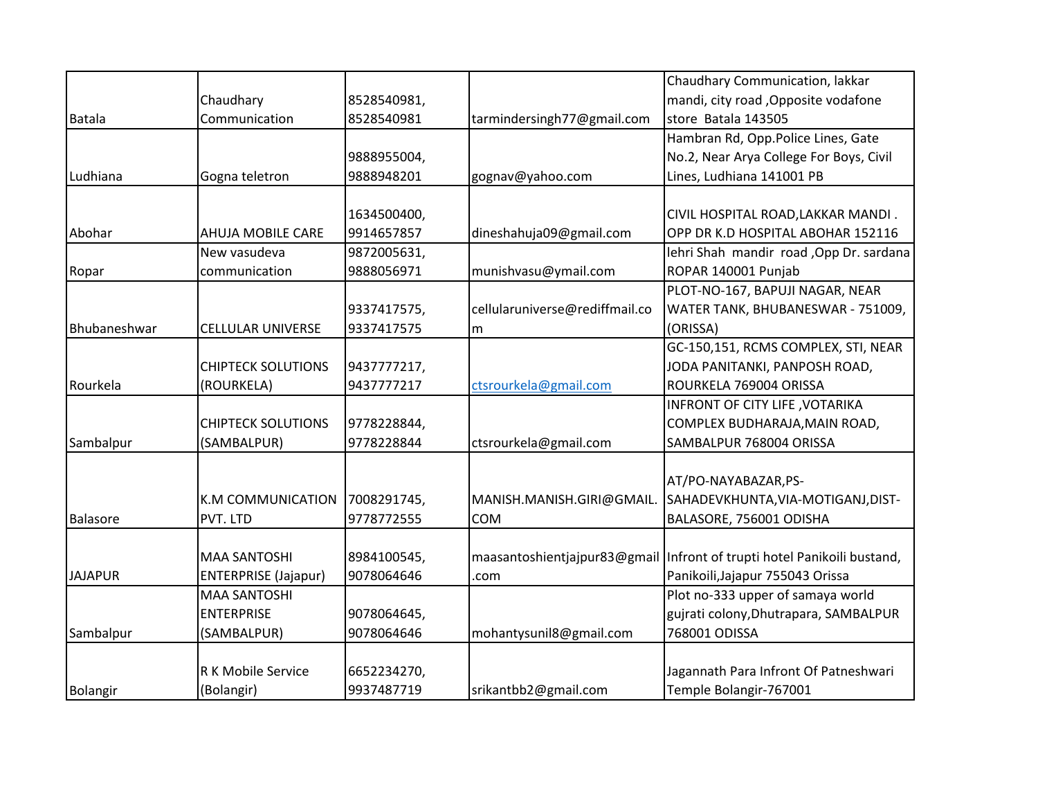| | | | | |
|---|---|---|---|---|
| Batala | Chaudhary Communication | 8528540981, 8528540981 | tarmindersingh77@gmail.com | Chaudhary Communication, lakkar mandi, city road ,Opposite vodafone store Batala 143505 |
| Ludhiana | Gogna teletron | 9888955004, 9888948201 | gognav@yahoo.com | Hambran Rd, Opp.Police Lines, Gate No.2, Near Arya College For Boys, Civil Lines, Ludhiana 141001 PB |
| Abohar | AHUJA MOBILE CARE | 1634500400, 9914657857 | dineshahuja09@gmail.com | CIVIL HOSPITAL ROAD,LAKKAR MANDI . OPP DR K.D HOSPITAL ABOHAR 152116 |
| Ropar | New vasudeva communication | 9872005631, 9888056971 | munishvasu@ymail.com | lehri Shah mandir road ,Opp Dr. sardana ROPAR 140001 Punjab |
| Bhubaneshwar | CELLULAR UNIVERSE | 9337417575, 9337417575 | cellularuniverse@rediffmail.com | PLOT-NO-167, BAPUJI NAGAR, NEAR WATER TANK, BHUBANESWAR - 751009, (ORISSA) |
| Rourkela | CHIPTECK SOLUTIONS (ROURKELA) | 9437777217, 9437777217 | ctsrourkela@gmail.com | GC-150,151, RCMS COMPLEX, STI, NEAR JODA PANITANKI, PANPOSH ROAD, ROURKELA 769004 ORISSA |
| Sambalpur | CHIPTECK SOLUTIONS (SAMBALPUR) | 9778228844, 9778228844 | ctsrourkela@gmail.com | INFRONT OF CITY LIFE ,VOTARIKA COMPLEX BUDHARAJA,MAIN ROAD, SAMBALPUR 768004 ORISSA |
| Balasore | K.M COMMUNICATION PVT. LTD | 7008291745, 9778772555 | MANISH.MANISH.GIRI@GMAIL.COM | AT/PO-NAYABAZAR,PS-SAHADEVKHUNTA,VIA-MOTIGANJ,DIST-BALASORE, 756001 ODISHA |
| JAJAPUR | MAA SANTOSHI ENTERPRISE (Jajapur) | 8984100545, 9078064646 | maasantoshientjajpur83@gmail.com | Infront of trupti hotel Panikoili bustand, Panikoili,Jajapur 755043 Orissa |
| Sambalpur | MAA SANTOSHI ENTERPRISE (SAMBALPUR) | 9078064645, 9078064646 | mohantysunil8@gmail.com | Plot no-333 upper of samaya world gujrati colony,Dhutrapara, SAMBALPUR 768001 ODISSA |
| Bolangir | R K Mobile Service (Bolangir) | 6652234270, 9937487719 | srikantbb2@gmail.com | Jagannath Para Infront Of Patneshwari Temple Bolangir-767001 |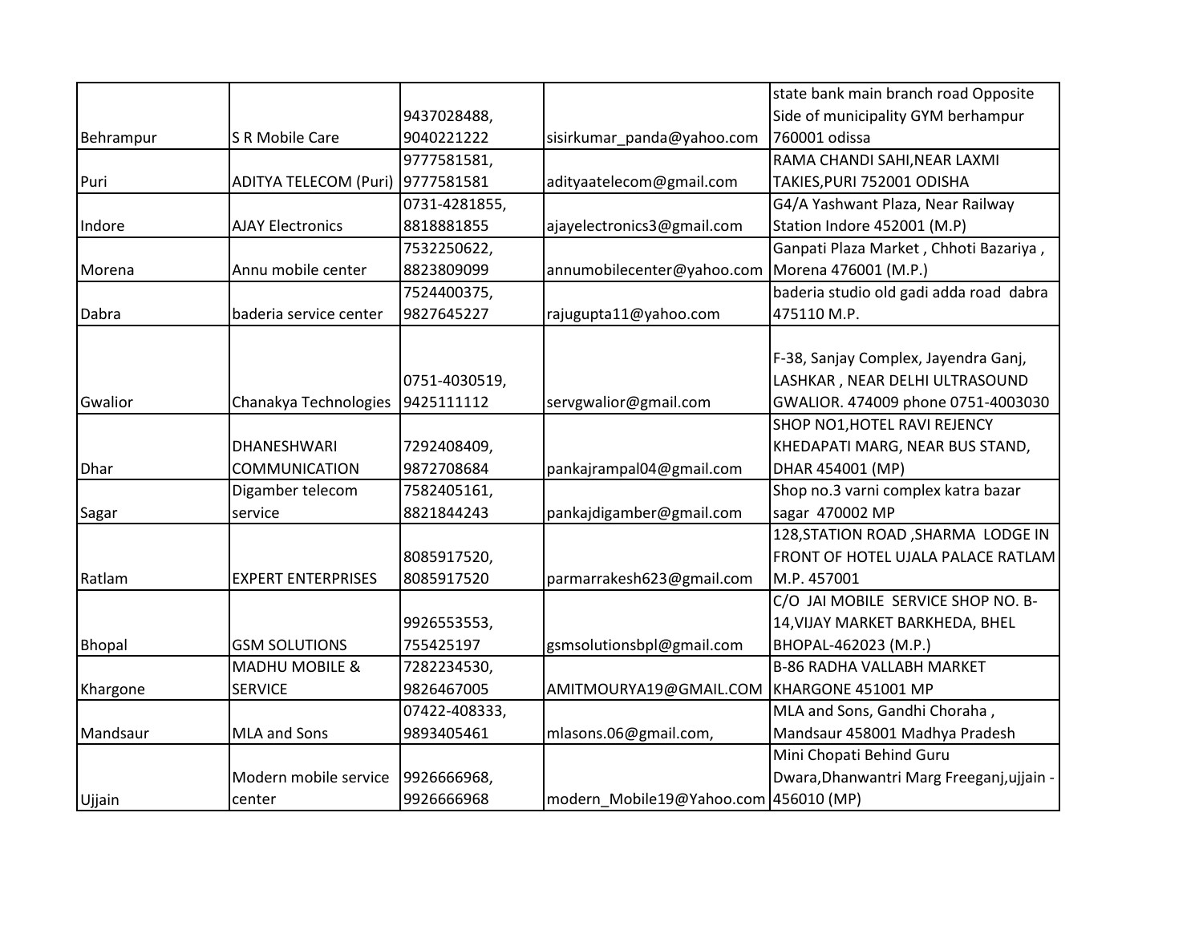| | | | | |
|---|---|---|---|---|
| Behrampur | S R Mobile Care | 9437028488, 9040221222 | sisirkumar_panda@yahoo.com | state bank main branch road Opposite Side of municipality GYM berhampur 760001 odissa |
| Puri | ADITYA TELECOM (Puri) | 9777581581, 9777581581 | adityaatelecom@gmail.com | RAMA CHANDI SAHI,NEAR LAXMI TAKIES,PURI 752001 ODISHA |
| Indore | AJAY Electronics | 0731-4281855, 8818881855 | ajayelectronics3@gmail.com | G4/A Yashwant Plaza, Near Railway Station Indore 452001 (M.P) |
| Morena | Annu mobile center | 7532250622, 8823809099 | annumobilecenter@yahoo.com | Ganpati Plaza Market , Chhoti Bazariya , Morena 476001 (M.P.) |
| Dabra | baderia service center | 7524400375, 9827645227 | rajugupta11@yahoo.com | baderia studio old gadi adda road dabra 475110 M.P. |
| Gwalior | Chanakya Technologies | 0751-4030519, 9425111112 | servgwalior@gmail.com | F-38, Sanjay Complex, Jayendra Ganj, LASHKAR , NEAR DELHI ULTRASOUND GWALIOR. 474009 phone 0751-4003030 |
| Dhar | DHANESHWARI COMMUNICATION | 7292408409, 9872708684 | pankajrampal04@gmail.com | SHOP NO1,HOTEL RAVI REJENCY KHEDAPATI MARG, NEAR BUS STAND, DHAR 454001 (MP) |
| Sagar | Digamber telecom service | 7582405161, 8821844243 | pankajdigamber@gmail.com | Shop no.3 varni complex katra bazar sagar 470002 MP |
| Ratlam | EXPERT ENTERPRISES | 8085917520, 8085917520 | parmarrakesh623@gmail.com | 128,STATION ROAD ,SHARMA LODGE IN FRONT OF HOTEL UJALA PALACE RATLAM M.P. 457001 |
| Bhopal | GSM SOLUTIONS | 9926553553, 755425197 | gsmsolutionsbpl@gmail.com | C/O JAI MOBILE SERVICE SHOP NO. B-14,VIJAY MARKET BARKHEDA, BHEL BHOPAL-462023 (M.P.) |
| Khargone | MADHU MOBILE & SERVICE | 7282234530, 9826467005 | AMITMOURYA19@GMAIL.COM | B-86 RADHA VALLABH MARKET KHARGONE 451001 MP |
| Mandsaur | MLA and Sons | 07422-408333, 9893405461 | mlasons.06@gmail.com, | MLA and Sons, Gandhi Choraha , Mandsaur 458001 Madhya Pradesh |
| Ujjain | Modern mobile service center | 9926666968, 9926666968 | modern_Mobile19@Yahoo.com | Mini Chopati Behind Guru Dwara,Dhanwantri Marg Freeganj,ujjain - 456010 (MP) |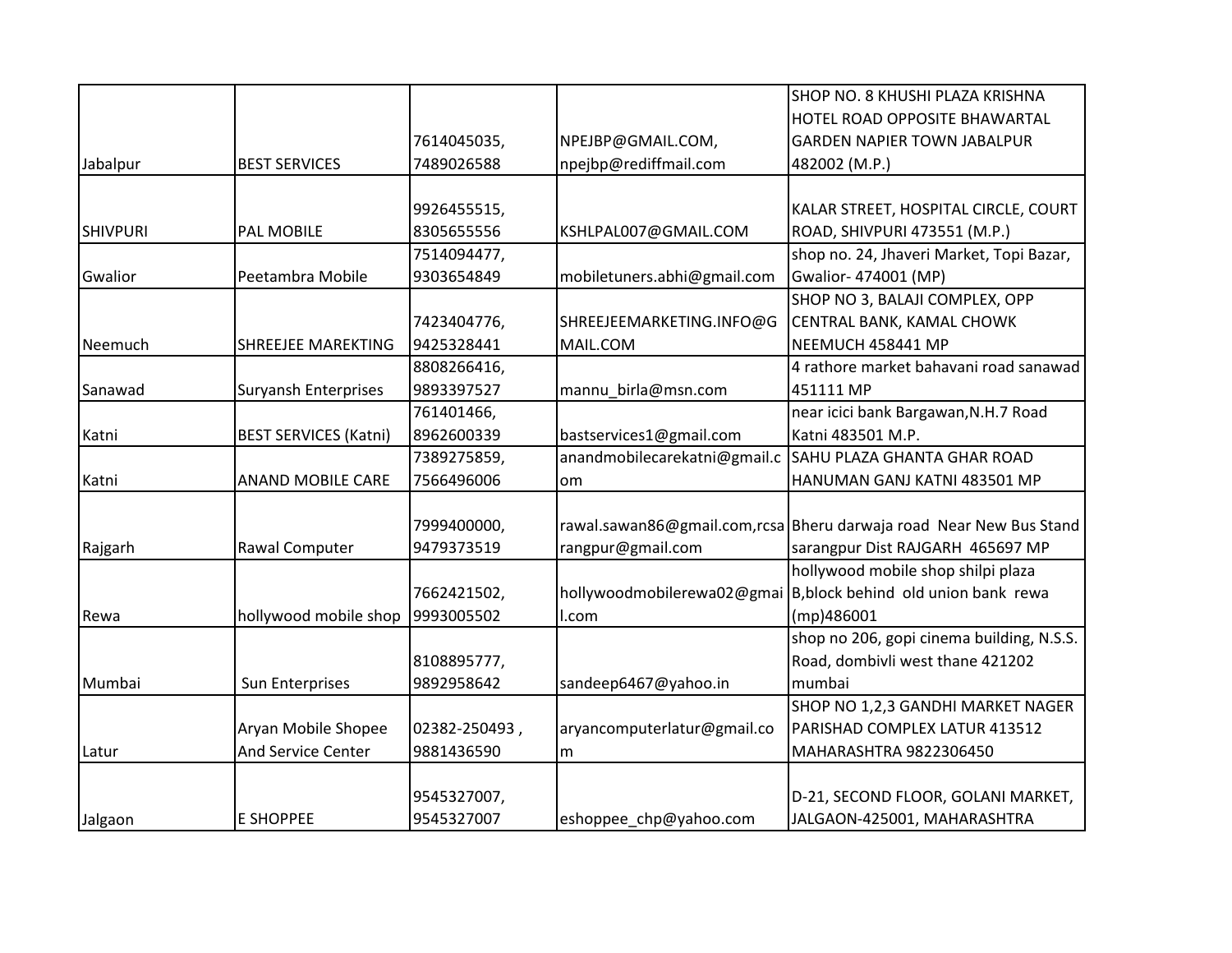| | | | | |
|---|---|---|---|---|
| Jabalpur | BEST SERVICES | 7614045035, 7489026588 | NPEJBP@GMAIL.COM, npejbp@rediffmail.com | SHOP NO. 8 KHUSHI PLAZA KRISHNA HOTEL ROAD OPPOSITE BHAWARTAL GARDEN NAPIER TOWN JABALPUR 482002 (M.P.) |
| SHIVPURI | PAL MOBILE | 9926455515, 8305655556 | KSHLPAL007@GMAIL.COM | KALAR STREET, HOSPITAL CIRCLE, COURT ROAD, SHIVPURI 473551 (M.P.) |
| Gwalior | Peetambra Mobile | 7514094477, 9303654849 | mobiletuners.abhi@gmail.com | shop no. 24, Jhaveri Market, Topi Bazar, Gwalior- 474001 (MP) |
| Neemuch | SHREEJEE MAREKTING | 7423404776, 9425328441 | SHREEJEEMARKETING.INFO@GMAIL.COM | SHOP NO 3, BALAJI COMPLEX, OPP CENTRAL BANK, KAMAL CHOWK NEEMUCH 458441 MP |
| Sanawad | Suryansh Enterprises | 8808266416, 9893397527 | mannu_birla@msn.com | 4 rathore market bahavani road sanawad 451111 MP |
| Katni | BEST SERVICES (Katni) | 761401466, 8962600339 | bastservices1@gmail.com | near icici bank Bargawan,N.H.7 Road Katni 483501 M.P. |
| Katni | ANAND MOBILE CARE | 7389275859, 7566496006 | anandmobilecarekatni@gmail.com | SAHU PLAZA GHANTA GHAR ROAD HANUMAN GANJ KATNI 483501 MP |
| Rajgarh | Rawal Computer | 7999400000, 9479373519 | rawal.sawan86@gmail.com,rcsarangpur@gmail.com | Bheru darwaja road Near New Bus Stand sarangpur Dist RAJGARH 465697 MP |
| Rewa | hollywood mobile shop | 7662421502, 9993005502 | hollywoodmobilerewa02@gmail.com | hollywood mobile shop shilpi plaza B,block behind old union bank rewa (mp)486001 |
| Mumbai | Sun Enterprises | 8108895777, 9892958642 | sandeep6467@yahoo.in | shop no 206, gopi cinema building, N.S.S. Road, dombivli west thane 421202 mumbai |
| Latur | Aryan Mobile Shopee And Service Center | 02382-250493 , 9881436590 | aryancomputerlatur@gmail.com | SHOP NO 1,2,3 GANDHI MARKET NAGER PARISHAD COMPLEX LATUR 413512 MAHARASHTRA 9822306450 |
| Jalgaon | E SHOPPEE | 9545327007, 9545327007 | eshoppee_chp@yahoo.com | D-21, SECOND FLOOR, GOLANI MARKET, JALGAON-425001, MAHARASHTRA |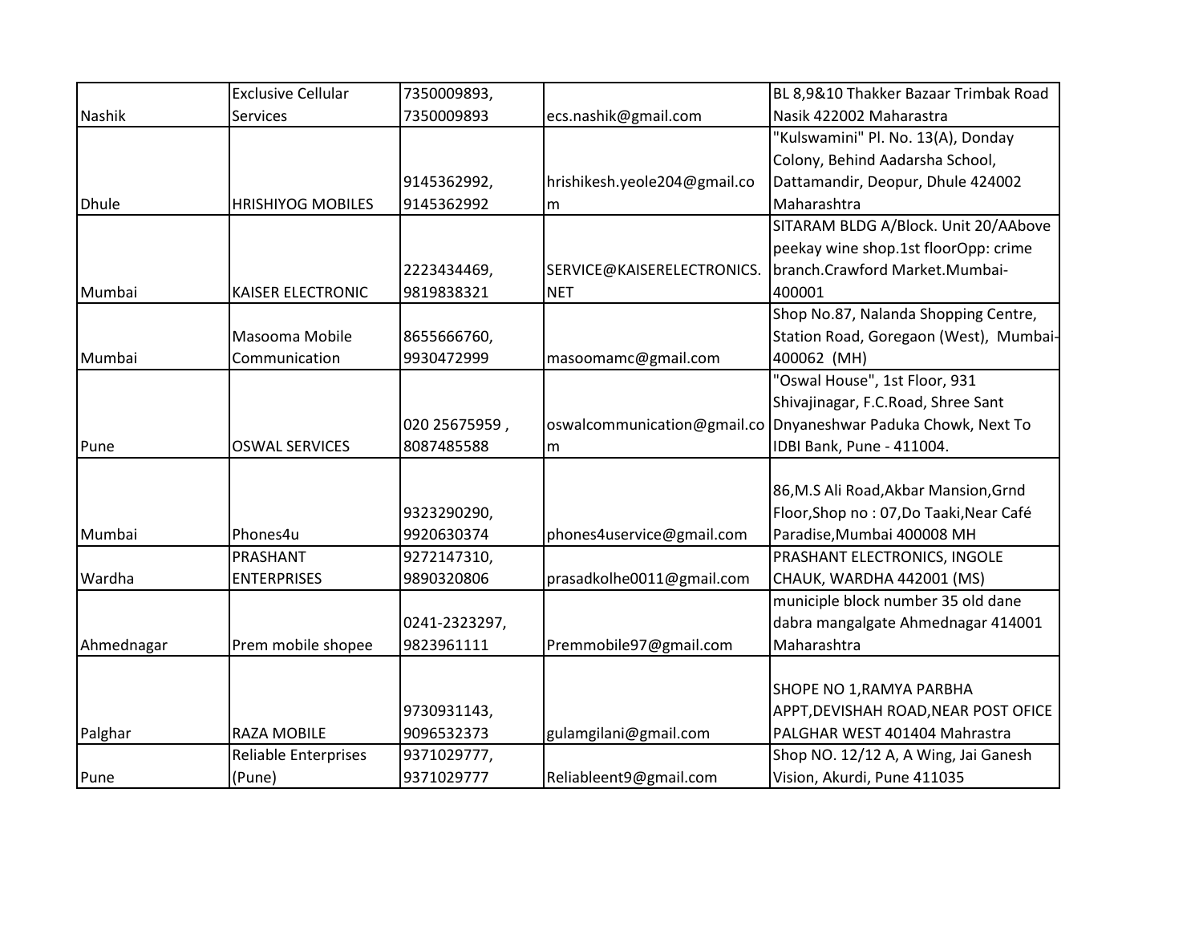| Nashik | Exclusive Cellular Services | 7350009893, 7350009893 | ecs.nashik@gmail.com | BL 8,9&10 Thakker Bazaar Trimbak Road Nasik 422002 Maharastra |
|---|---|---|---|---|
| Dhule | HRISHIYOG MOBILES | 9145362992, 9145362992 | hrishikesh.yeole204@gmail.com | "Kulswamini" Pl. No. 13(A), Donday Colony, Behind Aadarsha School, Dattamandir, Deopur, Dhule 424002 Maharashtra |
| Mumbai | KAISER ELECTRONIC | 2223434469, 9819838321 | SERVICE@KAISERELECTRONICS.NET | SITARAM BLDG A/Block. Unit 20/AAbove peekay wine shop.1st floorOpp: crime branch.Crawford Market.Mumbai-400001 |
| Mumbai | Masooma Mobile Communication | 8655666760, 9930472999 | masoomamc@gmail.com | Shop No.87, Nalanda Shopping Centre, Station Road, Goregaon (West), Mumbai-400062 (MH) |
| Pune | OSWAL SERVICES | 020 25675959 , 8087485588 | oswalcommunication@gmail.com | "Oswal House", 1st Floor, 931 Shivajinagar, F.C.Road, Shree Sant Dnyaneshwar Paduka Chowk, Next To IDBI Bank, Pune - 411004. |
| Mumbai | Phones4u | 9323290290, 9920630374 | phones4uservice@gmail.com | 86,M.S Ali Road,Akbar Mansion,Grnd Floor,Shop no : 07,Do Taaki,Near Café Paradise,Mumbai 400008 MH |
| Wardha | PRASHANT ENTERPRISES | 9272147310, 9890320806 | prasadkolhe0011@gmail.com | PRASHANT ELECTRONICS, INGOLE CHAUK, WARDHA 442001 (MS) |
| Ahmednagar | Prem mobile shopee | 0241-2323297, 9823961111 | Premmobile97@gmail.com | municiple block number 35 old dane dabra mangalgate Ahmednagar 414001 Maharashtra |
| Palghar | RAZA MOBILE | 9730931143, 9096532373 | gulamgilani@gmail.com | SHOPE NO 1,RAMYA PARBHA APPT,DEVISHAH ROAD,NEAR POST OFICE PALGHAR WEST 401404 Mahrastra |
| Pune | Reliable Enterprises (Pune) | 9371029777, 9371029777 | Reliableent9@gmail.com | Shop NO. 12/12 A, A Wing, Jai Ganesh Vision, Akurdi, Pune 411035 |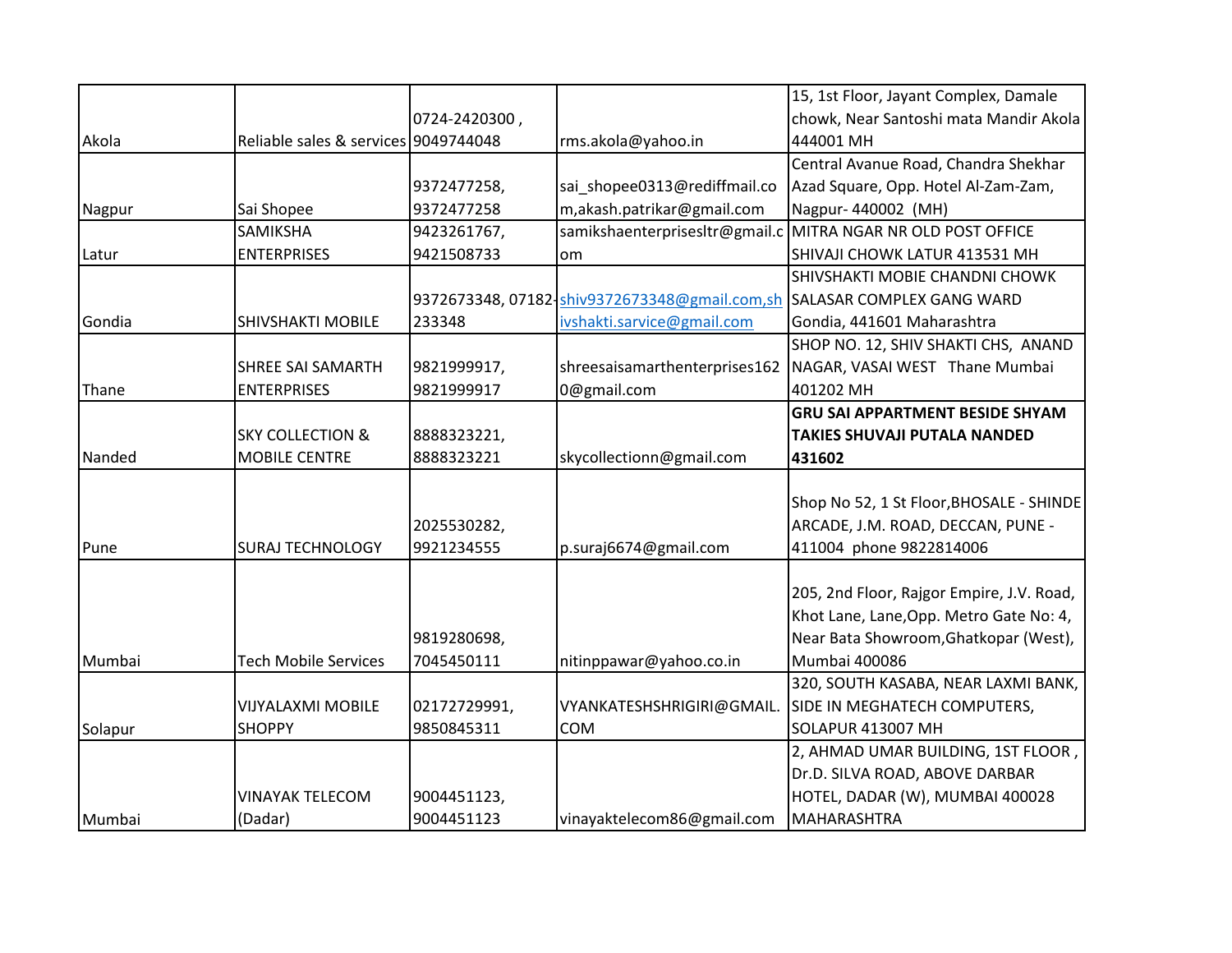| | | | | |
|---|---|---|---|---|
| Akola | Reliable sales & services | 0724-2420300 , 9049744048 | rms.akola@yahoo.in | 15, 1st Floor, Jayant Complex, Damale chowk, Near Santoshi mata Mandir Akola 444001 MH |
| Nagpur | Sai Shopee | 9372477258, 9372477258 | sai_shopee0313@rediffmail.com,akash.patrikar@gmail.com | Central Avanue Road, Chandra Shekhar Azad Square, Opp. Hotel Al-Zam-Zam, Nagpur- 440002 (MH) |
| Latur | SAMIKSHA ENTERPRISES | 9423261767, 9421508733 | samikshaenterprisesltr@gmail.com | MITRA NGAR NR OLD POST OFFICE SHIVAJI CHOWK LATUR 413531 MH |
| Gondia | SHIVSHAKTI MOBILE | 9372673348, 07182-233348 | shiv9372673348@gmail.com,shivshakti.sarvice@gmail.com | SHIVSHAKTI MOBIE CHANDNI CHOWK SALASAR COMPLEX GANG WARD Gondia, 441601 Maharashtra |
| Thane | SHREE SAI SAMARTH ENTERPRISES | 9821999917, 9821999917 | shreesaisamarthenterprises1620@gmail.com | SHOP NO. 12, SHIV SHAKTI CHS, ANAND NAGAR, VASAI WEST Thane Mumbai 401202 MH |
| Nanded | SKY COLLECTION & MOBILE CENTRE | 8888323221, 8888323221 | skycollectionn@gmail.com | **GRU SAI APPARTMENT BESIDE SHYAM TAKIES SHUVAJI PUTALA NANDED 431602** |
| Pune | SURAJ TECHNOLOGY | 2025530282, 9921234555 | p.suraj6674@gmail.com | Shop No 52, 1 St Floor,BHOSALE - SHINDE ARCADE, J.M. ROAD, DECCAN, PUNE - 411004 phone 9822814006 |
| Mumbai | Tech Mobile Services | 9819280698, 7045450111 | nitinppawar@yahoo.co.in | 205, 2nd Floor, Rajgor Empire, J.V. Road, Khot Lane, Lane,Opp. Metro Gate No: 4, Near Bata Showroom,Ghatkopar (West), Mumbai 400086 |
| Solapur | VIJYALAXMI MOBILE SHOPPY | 02172729991, 9850845311 | VYANKATESHSHRIGIRI@GMAIL.COM | 320, SOUTH KASABA, NEAR LAXMI BANK, SIDE IN MEGHATECH COMPUTERS, SOLAPUR 413007 MH |
| Mumbai | VINAYAK TELECOM (Dadar) | 9004451123, 9004451123 | vinayaktelecom86@gmail.com | 2, AHMAD UMAR BUILDING, 1ST FLOOR , Dr.D. SILVA ROAD, ABOVE DARBAR HOTEL, DADAR (W), MUMBAI 400028 MAHARASHTRA |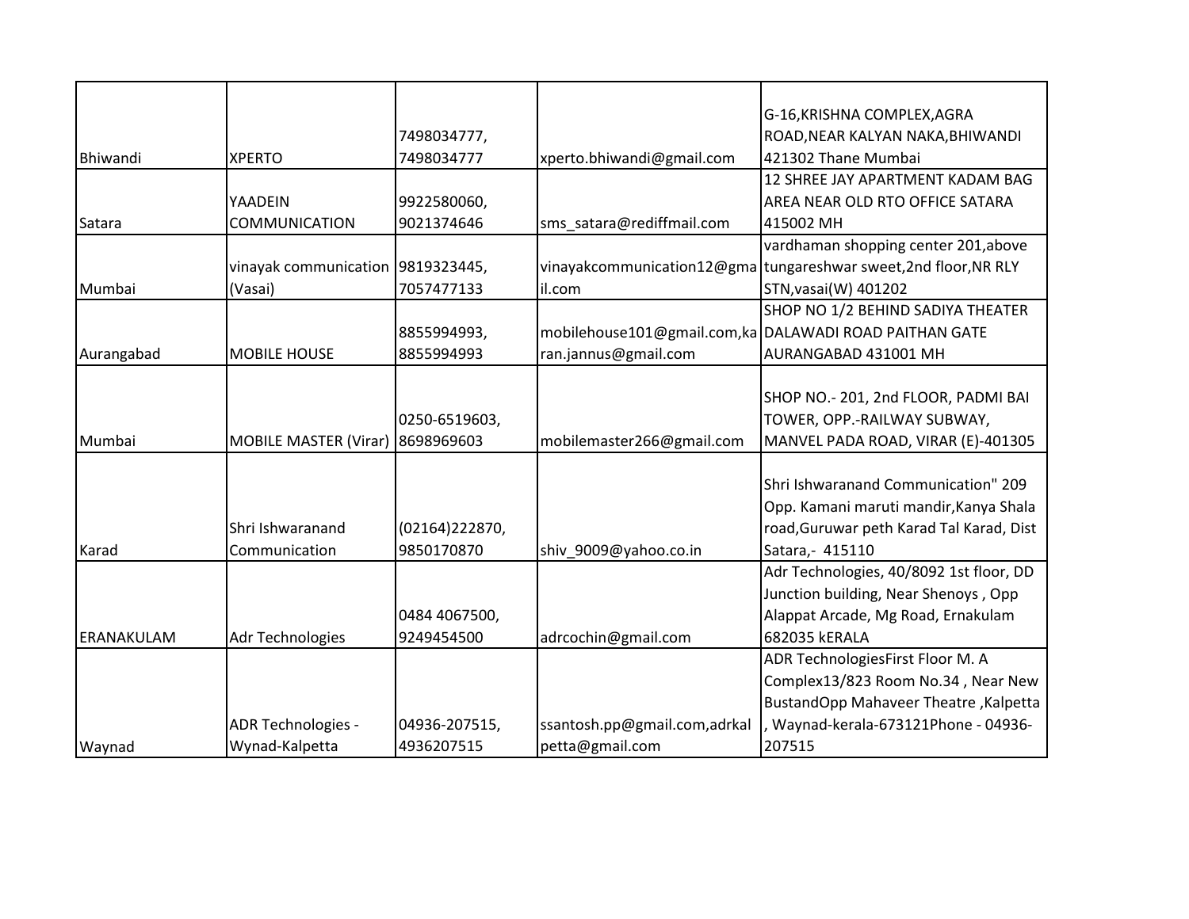| | | | | |
|---|---|---|---|---|
| Bhiwandi | XPERTO | 7498034777, 7498034777 | xperto.bhiwandi@gmail.com | G-16,KRISHNA COMPLEX,AGRA ROAD,NEAR KALYAN NAKA,BHIWANDI 421302 Thane Mumbai |
| Satara | YAADEIN COMMUNICATION | 9922580060, 9021374646 | sms_satara@rediffmail.com | 12 SHREE JAY APARTMENT KADAM BAG AREA NEAR OLD RTO OFFICE SATARA 415002 MH |
| Mumbai | vinayak communication (Vasai) | 9819323445, 7057477133 | vinayakcommunication12@gmail.com | vardhaman shopping center 201,above tungareshwar sweet,2nd floor,NR RLY STN,vasai(W) 401202 |
| Aurangabad | MOBILE HOUSE | 8855994993, 8855994993 | mobilehouse101@gmail.com,karan.jannus@gmail.com | SHOP NO 1/2 BEHIND SADIYA THEATER DALAWADI ROAD PAITHAN GATE AURANGABAD 431001 MH |
| Mumbai | MOBILE MASTER (Virar) | 0250-6519603, 8698969603 | mobilemaster266@gmail.com | SHOP NO.- 201, 2nd FLOOR, PADMI BAI TOWER, OPP.-RAILWAY SUBWAY, MANVEL PADA ROAD, VIRAR (E)-401305 |
| Karad | Shri Ishwaranand Communication | (02164)222870, 9850170870 | shiv_9009@yahoo.co.in | Shri Ishwaranand Communication" 209 Opp. Kamani maruti mandir,Kanya Shala road,Guruwar peth Karad Tal Karad, Dist Satara,- 415110 |
| ERANAKULAM | Adr Technologies | 0484 4067500, 9249454500 | adrcochin@gmail.com | Adr Technologies, 40/8092 1st floor, DD Junction building, Near Shenoys , Opp Alappat Arcade, Mg Road, Ernakulam 682035 kERALA |
| Waynad | ADR Technologies - Wynad-Kalpetta | 04936-207515, 4936207515 | ssantosh.pp@gmail.com,adrkalpetta@gmail.com | ADR TechnologiesFirst Floor M. A Complex13/823 Room No.34 , Near New BustandOpp Mahaveer Theatre ,Kalpetta , Waynad-kerala-673121Phone - 04936-207515 |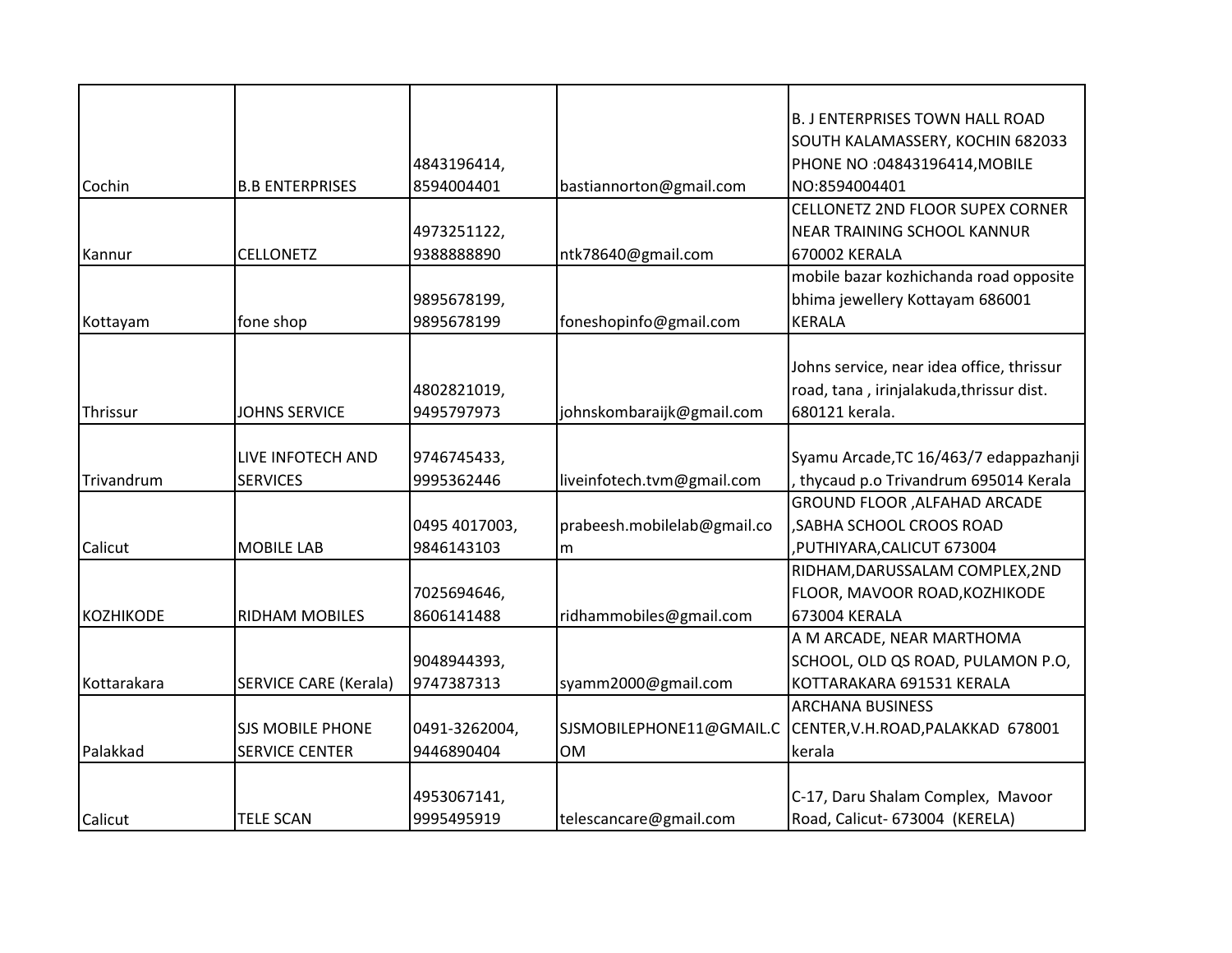| | | | | |
|---|---|---|---|---|
| Cochin | B.B ENTERPRISES | 4843196414, 8594004401 | bastiannorton@gmail.com | B. J ENTERPRISES TOWN HALL ROAD SOUTH KALAMASSERY, KOCHIN 682033 PHONE NO :04843196414,MOBILE NO:8594004401 |
| Kannur | CELLONETZ | 4973251122, 9388888890 | ntk78640@gmail.com | CELLONETZ 2ND FLOOR SUPEX CORNER NEAR TRAINING SCHOOL KANNUR 670002 KERALA |
| Kottayam | fone shop | 9895678199, 9895678199 | foneshopinfo@gmail.com | mobile bazar kozhichanda road opposite bhima jewellery Kottayam 686001 KERALA |
| Thrissur | JOHNS SERVICE | 4802821019, 9495797973 | johnskombaraijk@gmail.com | Johns service, near idea office, thrissur road, tana , irinjalakuda,thrissur dist. 680121 kerala. |
| Trivandrum | LIVE INFOTECH AND SERVICES | 9746745433, 9995362446 | liveinfotech.tvm@gmail.com | Syamu Arcade,TC 16/463/7 edappazhanji , thycaud p.o Trivandrum 695014 Kerala |
| Calicut | MOBILE LAB | 0495 4017003, 9846143103 | prabeesh.mobilelab@gmail.com | GROUND FLOOR ,ALFAHAD ARCADE ,SABHA SCHOOL CROOS ROAD ,PUTHIYARA,CALICUT 673004 |
| KOZHIKODE | RIDHAM MOBILES | 7025694646, 8606141488 | ridhammobiles@gmail.com | RIDHAM,DARUSSALAM COMPLEX,2ND FLOOR, MAVOOR ROAD,KOZHIKODE 673004 KERALA |
| Kottarakara | SERVICE CARE (Kerala) | 9048944393, 9747387313 | syamm2000@gmail.com | A M ARCADE, NEAR MARTHOMA SCHOOL, OLD QS ROAD, PULAMON P.O, KOTTARAKARA 691531 KERALA |
| Palakkad | SJS MOBILE PHONE SERVICE CENTER | 0491-3262004, 9446890404 | SJSMOBILEPHONE11@GMAIL.COM | ARCHANA BUSINESS CENTER,V.H.ROAD,PALAKKAD 678001 kerala |
| Calicut | TELE SCAN | 4953067141, 9995495919 | telescancare@gmail.com | C-17, Daru Shalam Complex, Mavoor Road, Calicut- 673004 (KERELA) |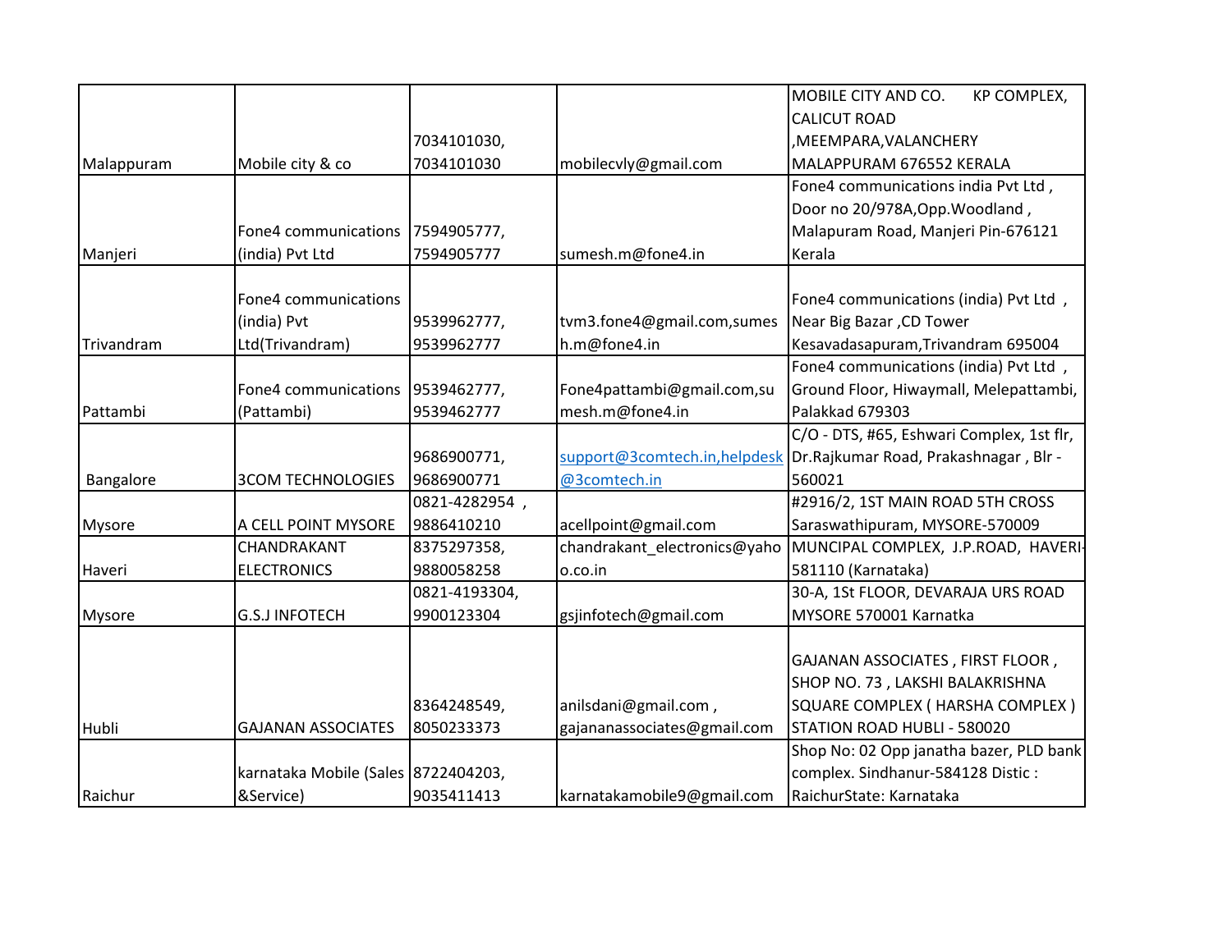| | | | | |
|---|---|---|---|---|
| Malappuram | Mobile city & co | 7034101030, 7034101030 | mobilecvly@gmail.com | MOBILE CITY AND CO. KP COMPLEX, CALICUT ROAD ,MEEMPARA,VALANCHERY MALAPPURAM 676552 KERALA |
| Manjeri | Fone4 communications (india) Pvt Ltd | 7594905777, 7594905777 | sumesh.m@fone4.in | Fone4 communications india Pvt Ltd , Door no 20/978A,Opp.Woodland , Malapuram Road, Manjeri Pin-676121 Kerala |
| Trivandram | Fone4 communications (india) Pvt Ltd(Trivandram) | 9539962777, 9539962777 | tvm3.fone4@gmail.com,sumesh.m@fone4.in | Fone4 communications (india) Pvt Ltd , Near Big Bazar ,CD Tower Kesavadasapuram,Trivandram 695004 |
| Pattambi | Fone4 communications (Pattambi) | 9539462777, 9539462777 | Fone4pattambi@gmail.com,sumesh.m@fone4.in | Fone4 communications (india) Pvt Ltd , Ground Floor, Hiwaymall, Melepattambi, Palakkad 679303 |
| Bangalore | 3COM TECHNOLOGIES | 9686900771, 9686900771 | support@3comtech.in,helpdesk@3comtech.in | C/O - DTS, #65, Eshwari Complex, 1st flr, Dr.Rajkumar Road, Prakashnagar , Blr - 560021 |
| Mysore | A CELL POINT MYSORE | 0821-4282954 , 9886410210 | acellpoint@gmail.com | #2916/2, 1ST MAIN ROAD 5TH CROSS Saraswathipuram, MYSORE-570009 |
| Haveri | CHANDRAKANT ELECTRONICS | 8375297358, 9880058258 | chandrakant_electronics@yahoo.co.in | MUNCIPAL COMPLEX, J.P.ROAD, HAVERI-581110 (Karnataka) |
| Mysore | G.S.J INFOTECH | 0821-4193304, 9900123304 | gsjinfotech@gmail.com | 30-A, 1St FLOOR, DEVARAJA URS ROAD MYSORE 570001 Karnatka |
| Hubli | GAJANAN ASSOCIATES | 8364248549, 8050233373 | anilsdani@gmail.com , gajananassociates@gmail.com | GAJANAN ASSOCIATES , FIRST FLOOR , SHOP NO. 73 , LAKSHI BALAKRISHNA SQUARE COMPLEX ( HARSHA COMPLEX ) STATION ROAD HUBLI - 580020 |
| Raichur | karnataka Mobile (Sales &Service) | 8722404203, 9035411413 | karnatakamobile9@gmail.com | Shop No: 02 Opp janatha bazer, PLD bank complex. Sindhanur-584128 Distic : RaichurState: Karnataka |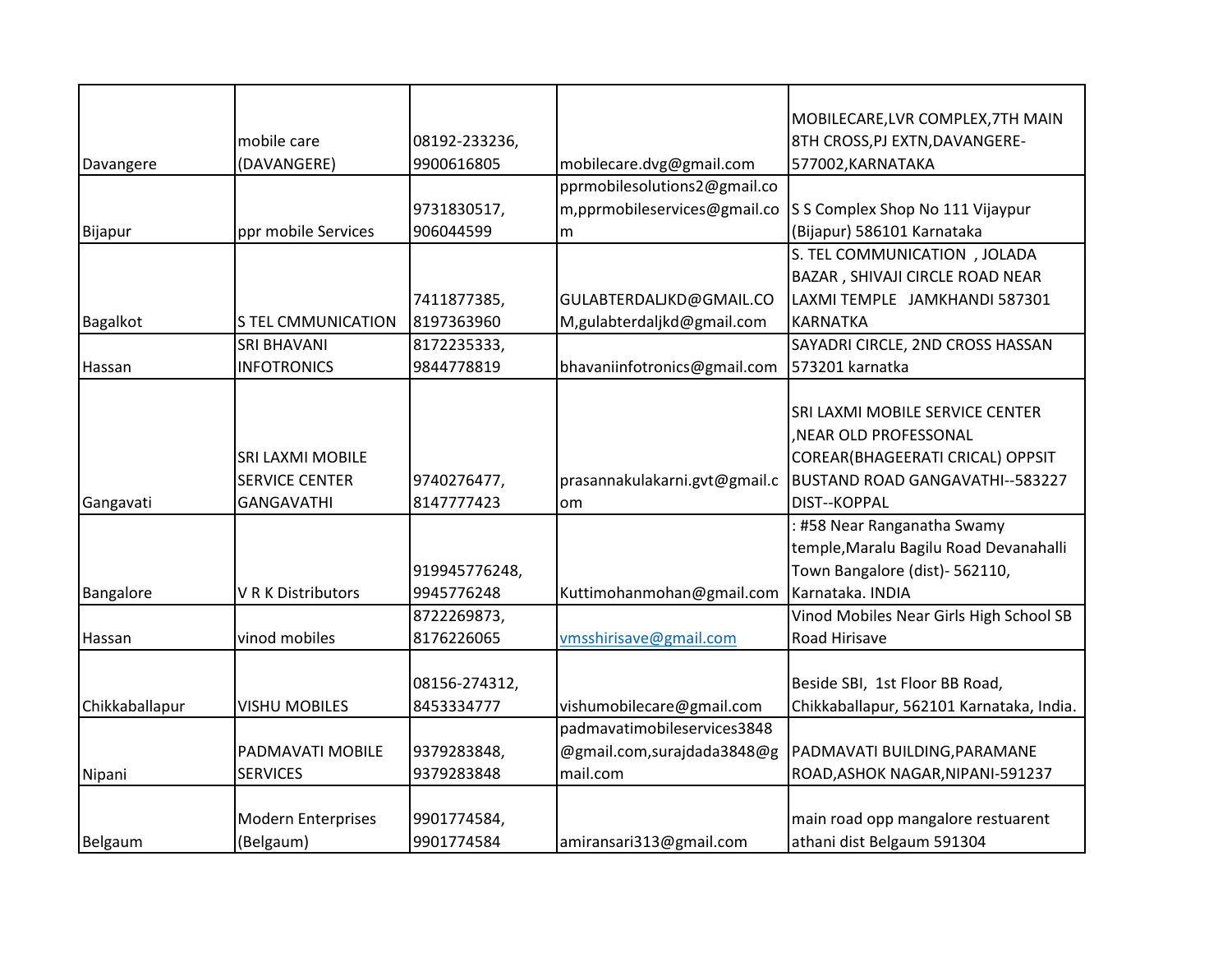| | | | | |
|---|---|---|---|---|
| Davangere | mobile care (DAVANGERE) | 08192-233236, 9900616805 | mobilecare.dvg@gmail.com | MOBILECARE,LVR COMPLEX,7TH MAIN 8TH CROSS,PJ EXTN,DAVANGERE-577002,KARNATAKA |
| Bijapur | ppr mobile Services | 9731830517, 906044599 | pprmobilesolutions2@gmail.com,pprmobileservices@gmail.com | S S Complex Shop No 111 Vijaypur (Bijapur) 586101 Karnataka |
| Bagalkot | S TEL CMMUNICATION | 7411877385, 8197363960 | GULABTERDALJKD@GMAIL.COM,gulabterdaljkd@gmail.com | S. TEL COMMUNICATION , JOLADA BAZAR , SHIVAJI CIRCLE ROAD NEAR LAXMI TEMPLE JAMKHANDI 587301 KARNATKA |
| Hassan | SRI BHAVANI INFOTRONICS | 8172235333, 9844778819 | bhavaniinfotronics@gmail.com | SAYADRI CIRCLE, 2ND CROSS HASSAN 573201 karnatka |
| Gangavati | SRI LAXMI MOBILE SERVICE CENTER GANGAVATHI | 9740276477, 8147777423 | prasannakulakarni.gvt@gmail.com | SRI LAXMI MOBILE SERVICE CENTER ,NEAR OLD PROFESSONAL COREAR(BHAGEERATI CRICAL) OPPSIT BUSTAND ROAD GANGAVATHI--583227 DIST--KOPPAL |
| Bangalore | V R K Distributors | 919945776248, 9945776248 | Kuttimohanmohan@gmail.com | : #58 Near Ranganatha Swamy temple,Maralu Bagilu Road Devanahalli Town Bangalore (dist)- 562110, Karnataka. INDIA |
| Hassan | vinod mobiles | 8722269873, 8176226065 | vmsshirisave@gmail.com | Vinod Mobiles Near Girls High School SB Road Hirisave |
| Chikkaballapur | VISHU MOBILES | 08156-274312, 8453334777 | vishumobilecare@gmail.com | Beside SBI, 1st Floor BB Road, Chikkaballapur, 562101 Karnataka, India. |
| Nipani | PADMAVATI MOBILE SERVICES | 9379283848, 9379283848 | padmavatimobileservices3848@gmail.com,surajdada3848@gmail.com | PADMAVATI BUILDING,PARAMANE ROAD,ASHOK NAGAR,NIPANI-591237 |
| Belgaum | Modern Enterprises (Belgaum) | 9901774584, 9901774584 | amiransari313@gmail.com | main road opp mangalore restuarent athani dist Belgaum 591304 |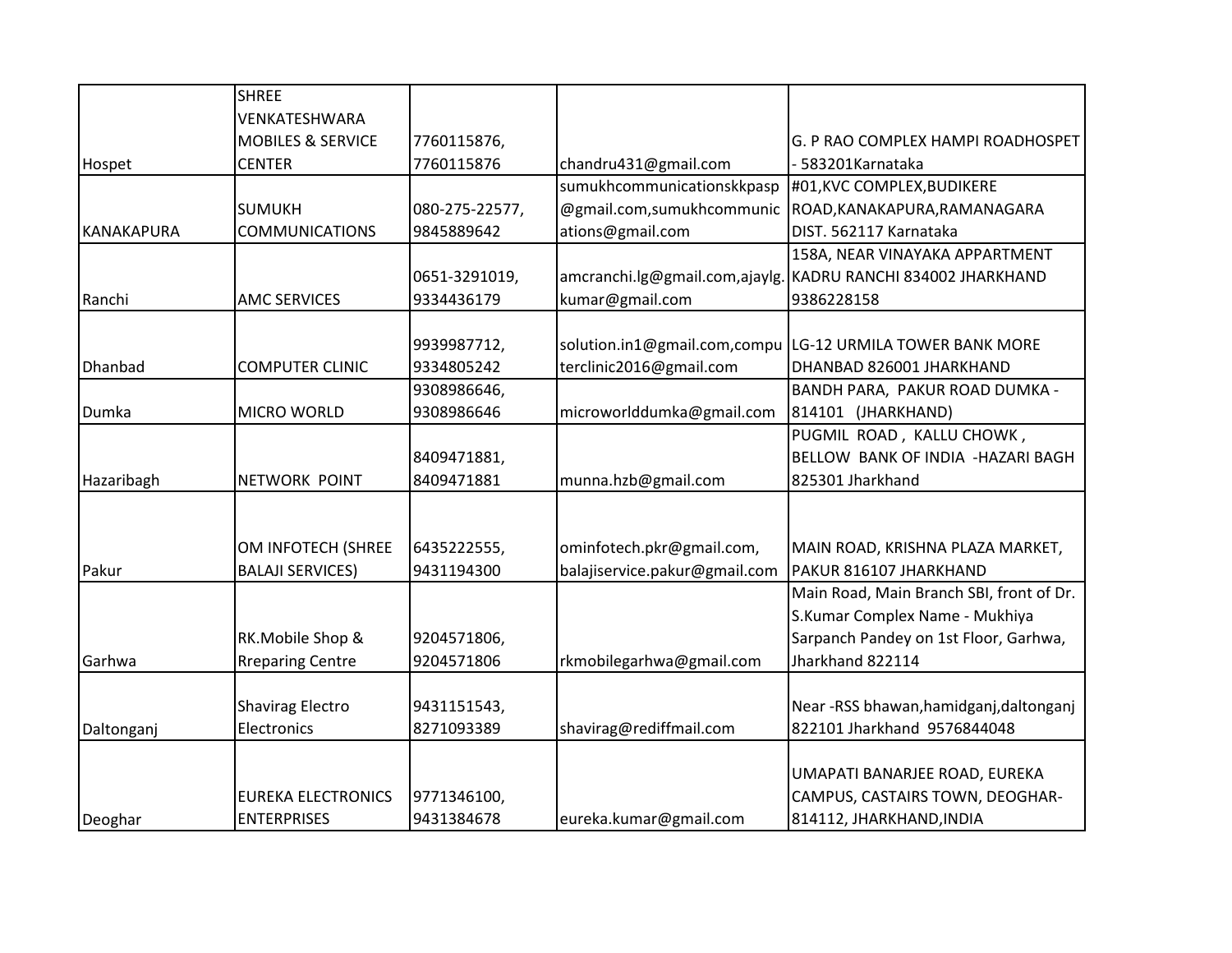| | | | | |
|---|---|---|---|---|
| Hospet | SHREE VENKATESHWARA MOBILES & SERVICE CENTER | 7760115876, 7760115876 | chandru431@gmail.com | G. P RAO COMPLEX HAMPI ROADHOSPET - 583201Karnataka |
| KANAKAPURA | SUMUKH COMMUNICATIONS | 080-275-22577, 9845889642 | sumukhcommunicationskkpasp@gmail.com,sumukhcommunications@gmail.com | #01,KVC COMPLEX,BUDIKERE ROAD,KANAKAPURA,RAMANAGARA DIST. 562117 Karnataka |
| Ranchi | AMC SERVICES | 0651-3291019, 9334436179 | amcranchi.lg@gmail.com,ajaylg.kumar@gmail.com | 158A, NEAR VINAYAKA APPARTMENT KADRU RANCHI 834002 JHARKHAND 9386228158 |
| Dhanbad | COMPUTER CLINIC | 9939987712, 9334805242 | solution.in1@gmail.com,computerclinic2016@gmail.com | LG-12 URMILA TOWER BANK MORE DHANBAD 826001 JHARKHAND |
| Dumka | MICRO WORLD | 9308986646, 9308986646 | microworlddumka@gmail.com | BANDH PARA, PAKUR ROAD DUMKA - 814101 (JHARKHAND) |
| Hazaribagh | NETWORK POINT | 8409471881, 8409471881 | munna.hzb@gmail.com | PUGMIL ROAD , KALLU CHOWK , BELLOW BANK OF INDIA -HAZARI BAGH 825301 Jharkhand |
| Pakur | OM INFOTECH (SHREE BALAJI SERVICES) | 6435222555, 9431194300 | ominfotech.pkr@gmail.com, balajiservice.pakur@gmail.com | MAIN ROAD, KRISHNA PLAZA MARKET, PAKUR 816107 JHARKHAND |
| Garhwa | RK.Mobile Shop & Rreparing Centre | 9204571806, 9204571806 | rkmobilegarhwa@gmail.com | Main Road, Main Branch SBI, front of Dr. S.Kumar Complex Name - Mukhiya Sarpanch Pandey on 1st Floor, Garhwa, Jharkhand 822114 |
| Daltonganj | Shavirag Electro Electronics | 9431151543, 8271093389 | shavirag@rediffmail.com | Near -RSS bhawan,hamidganj,daltonganj 822101 Jharkhand 9576844048 |
| Deoghar | EUREKA ELECTRONICS ENTERPRISES | 9771346100, 9431384678 | eureka.kumar@gmail.com | UMAPATI BANARJEE ROAD, EUREKA CAMPUS, CASTAIRS TOWN, DEOGHAR-814112, JHARKHAND,INDIA |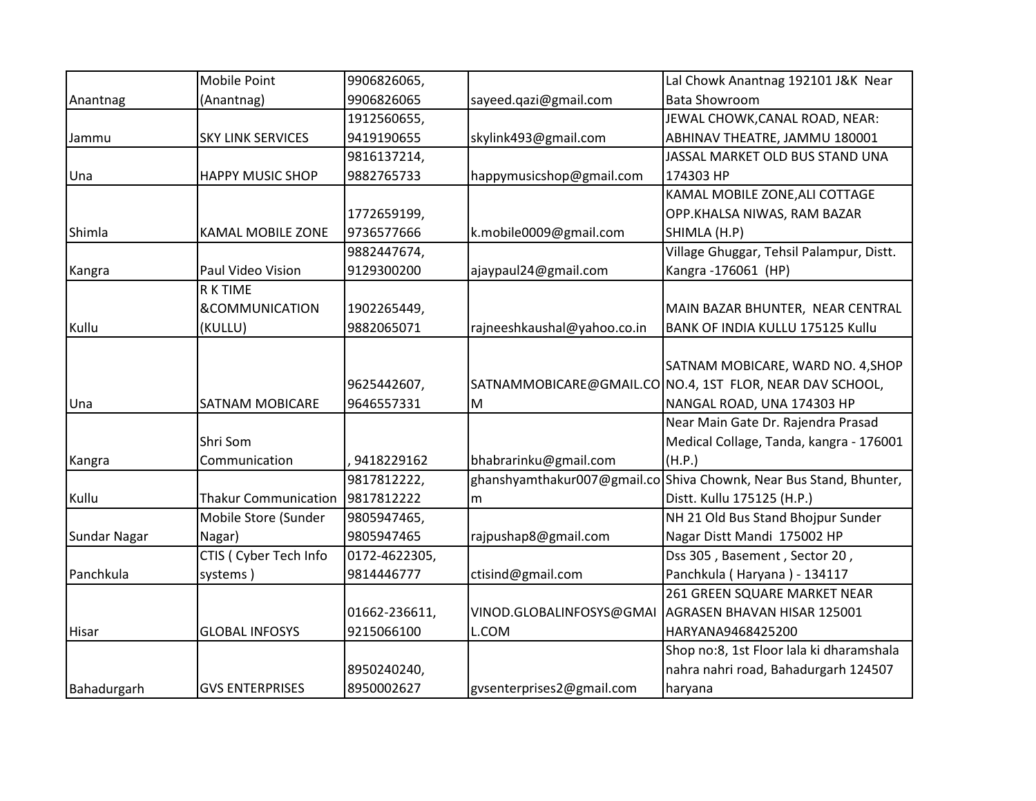| | | | | |
|---|---|---|---|---|
| Anantnag | Mobile Point (Anantnag) | 9906826065, 9906826065 | sayeed.qazi@gmail.com | Lal Chowk Anantnag 192101 J&K Near Bata Showroom |
| Jammu | SKY LINK SERVICES | 1912560655, 9419190655 | skylink493@gmail.com | JEWAL CHOWK,CANAL ROAD, NEAR: ABHINAV THEATRE, JAMMU 180001 |
| Una | HAPPY MUSIC SHOP | 9816137214, 9882765733 | happymusicshop@gmail.com | JASSAL MARKET OLD BUS STAND UNA 174303 HP |
| Shimla | KAMAL MOBILE ZONE | 1772659199, 9736577666 | k.mobile0009@gmail.com | KAMAL MOBILE ZONE,ALI COTTAGE OPP.KHALSA NIWAS, RAM BAZAR SHIMLA (H.P) |
| Kangra | Paul Video Vision | 9882447674, 9129300200 | ajaypaul24@gmail.com | Village Ghuggar, Tehsil Palampur, Distt. Kangra -176061 (HP) |
| Kullu | R K TIME &COMMUNICATION (KULLU) | 1902265449, 9882065071 | rajneeshkaushal@yahoo.co.in | MAIN BAZAR BHUNTER, NEAR CENTRAL BANK OF INDIA KULLU 175125 Kullu |
| Una | SATNAM MOBICARE | 9625442607, 9646557331 | SATNAMMOBICARE@GMAIL.COM | SATNAM MOBICARE, WARD NO. 4,SHOP NO.4, 1ST FLOR, NEAR DAV SCHOOL, NANGAL ROAD, UNA 174303 HP |
| Kangra | Shri Som Communication | , 9418229162 | bhabrarinku@gmail.com | Near Main Gate Dr. Rajendra Prasad Medical Collage, Tanda, kangra - 176001 (H.P.) |
| Kullu | Thakur Communication | 9817812222, 9817812222 | ghanshyamthakur007@gmail.com | Shiva Chownk, Near Bus Stand, Bhunter, Distt. Kullu 175125 (H.P.) |
| Sundar Nagar | Mobile Store (Sunder Nagar) | 9805947465, 9805947465 | rajpushap8@gmail.com | NH 21 Old Bus Stand Bhojpur Sunder Nagar Distt Mandi 175002 HP |
| Panchkula | CTIS ( Cyber Tech Info systems ) | 0172-4622305, 9814446777 | ctisind@gmail.com | Dss 305 , Basement , Sector 20 , Panchkula ( Haryana ) - 134117 |
| Hisar | GLOBAL INFOSYS | 01662-236611, 9215066100 | VINOD.GLOBALINFOSYS@GMAIL.COM | 261 GREEN SQUARE MARKET NEAR AGRASEN BHAVAN HISAR 125001 HARYANA9468425200 |
| Bahadurgarh | GVS ENTERPRISES | 8950240240, 8950002627 | gvsenterprises2@gmail.com | Shop no:8, 1st Floor lala ki dharamshala nahra nahri road, Bahadurgarh 124507 haryana |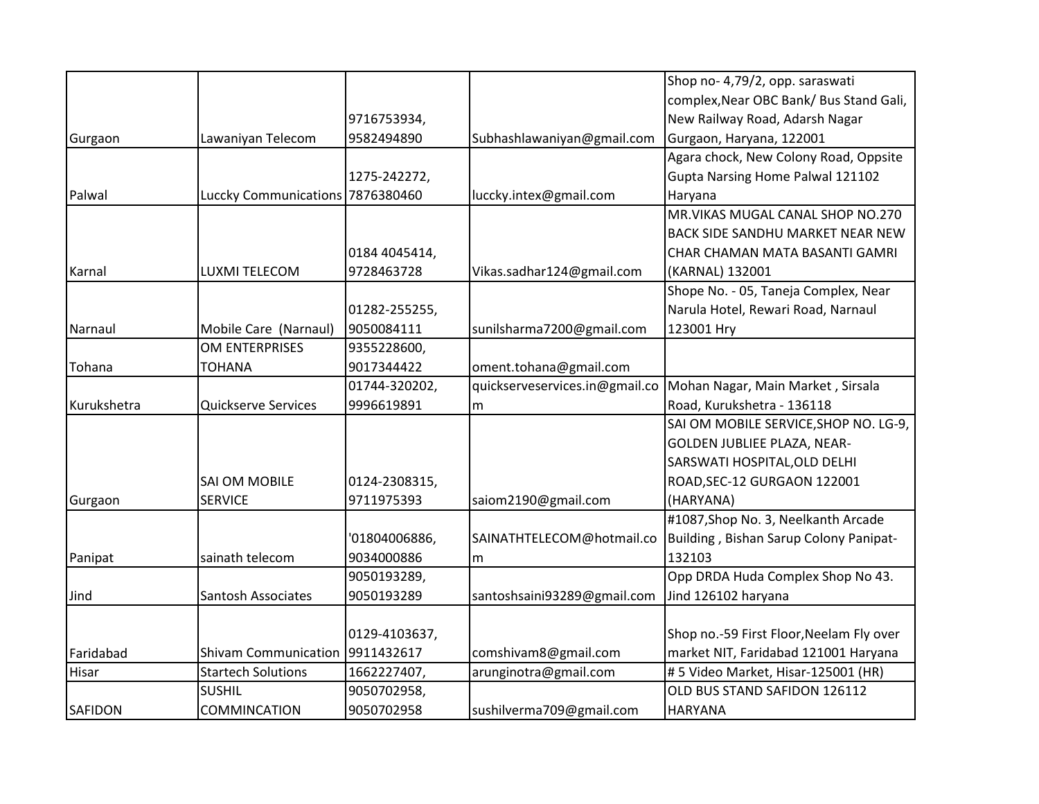| | | | | |
|---|---|---|---|---|
| Gurgaon | Lawaniyan Telecom | 9716753934, 9582494890 | Subhashlawaniyan@gmail.com | Shop no- 4,79/2, opp. saraswati complex,Near OBC Bank/ Bus Stand Gali, New Railway Road, Adarsh Nagar Gurgaon, Haryana, 122001 |
| Palwal | Luccky Communications | 1275-242272, 7876380460 | luccky.intex@gmail.com | Agara chock, New Colony Road, Oppsite Gupta Narsing Home Palwal 121102 Haryana |
| Karnal | LUXMI TELECOM | 0184 4045414, 9728463728 | Vikas.sadhar124@gmail.com | MR.VIKAS MUGAL CANAL SHOP NO.270 BACK SIDE SANDHU MARKET NEAR NEW CHAR CHAMAN MATA BASANTI GAMRI (KARNAL) 132001 |
| Narnaul | Mobile Care (Narnaul) | 01282-255255, 9050084111 | sunilsharma7200@gmail.com | Shope No. - 05, Taneja Complex, Near Narula Hotel, Rewari Road, Narnaul 123001 Hry |
| Tohana | OM ENTERPRISES TOHANA | 9355228600, 9017344422 | oment.tohana@gmail.com | |
| Kurukshetra | Quickserve Services | 01744-320202, 9996619891 | quickserveservices.in@gmail.com | Mohan Nagar, Main Market , Sirsala Road, Kurukshetra - 136118 |
| Gurgaon | SAI OM MOBILE SERVICE | 0124-2308315, 9711975393 | saiom2190@gmail.com | SAI OM MOBILE SERVICE,SHOP NO. LG-9, GOLDEN JUBLIEE PLAZA, NEAR-SARSWATI HOSPITAL,OLD DELHI ROAD,SEC-12 GURGAON 122001 (HARYANA) |
| Panipat | sainath telecom | '01804006886, 9034000886 | SAINATHTELECOM@hotmail.com | #1087,Shop No. 3, Neelkanth Arcade Building , Bishan Sarup Colony Panipat-132103 |
| Jind | Santosh Associates | 9050193289, 9050193289 | santoshsaini93289@gmail.com | Opp DRDA Huda Complex Shop No 43. Jind 126102 haryana |
| Faridabad | Shivam Communication | 0129-4103637, 9911432617 | comshivam8@gmail.com | Shop no.-59 First Floor,Neelam Fly over market NIT, Faridabad 121001 Haryana |
| Hisar | Startech Solutions | 1662227407, | arunginotra@gmail.com | # 5 Video Market, Hisar-125001 (HR) |
| SAFIDON | SUSHIL COMMINCATION | 9050702958, 9050702958 | sushilverma709@gmail.com | OLD BUS STAND SAFIDON 126112 HARYANA |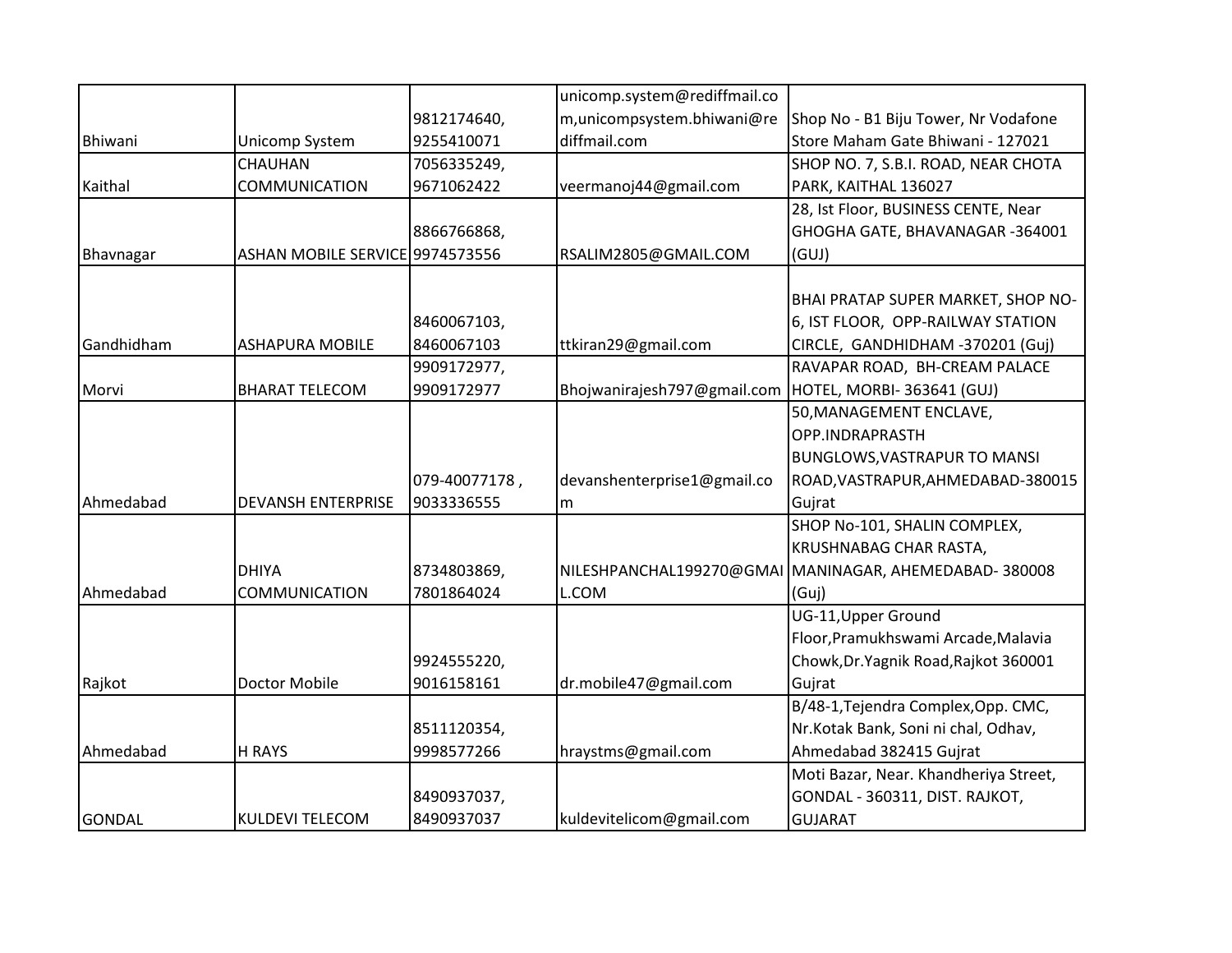| | | | | |
|---|---|---|---|---|
| Bhiwani | Unicomp System | 9812174640, 9255410071 | unicomp.system@rediffmail.com,unicompsystem.bhiwani@rediffmail.com | Shop No - B1 Biju Tower, Nr Vodafone Store Maham Gate Bhiwani - 127021 |
| Kaithal | CHAUHAN COMMUNICATION | 7056335249, 9671062422 | veermanoj44@gmail.com | SHOP NO. 7, S.B.I. ROAD, NEAR CHOTA PARK, KAITHAL 136027 |
| Bhavnagar | ASHAN MOBILE SERVICE | 8866766868, 9974573556 | RSALIM2805@GMAIL.COM | 28, Ist Floor, BUSINESS CENTE, Near GHOGHA GATE, BHAVANAGAR -364001 (GUJ) |
| Gandhidham | ASHAPURA MOBILE | 8460067103, 8460067103 | ttkiran29@gmail.com | BHAI PRATAP SUPER MARKET, SHOP NO-6, IST FLOOR, OPP-RAILWAY STATION CIRCLE, GANDHIDHAM -370201 (Guj) |
| Morvi | BHARAT TELECOM | 9909172977, 9909172977 | Bhojwanirajesh797@gmail.com | RAVAPAR ROAD, BH-CREAM PALACE HOTEL, MORBI- 363641 (GUJ) |
| Ahmedabad | DEVANSH ENTERPRISE | 079-40077178 , 9033336555 | devanshenterprise1@gmail.com | 50,MANAGEMENT ENCLAVE, OPP.INDRAPRASTH BUNGLOWS,VASTRAPUR TO MANSI ROAD,VASTRAPUR,AHMEDABAD-380015 Gujrat |
| Ahmedabad | DHIYA COMMUNICATION | 8734803869, 7801864024 | NILESHPANCHAL199270@GMAIL.COM | SHOP No-101, SHALIN COMPLEX, KRUSHNABAG CHAR RASTA, MANINAGAR, AHEMEDABAD- 380008 (Guj) |
| Rajkot | Doctor Mobile | 9924555220, 9016158161 | dr.mobile47@gmail.com | UG-11,Upper Ground Floor,Pramukhswami Arcade,Malavia Chowk,Dr.Yagnik Road,Rajkot 360001 Gujrat |
| Ahmedabad | H RAYS | 8511120354, 9998577266 | hraystms@gmail.com | B/48-1,Tejendra Complex,Opp. CMC, Nr.Kotak Bank, Soni ni chal, Odhav, Ahmedabad 382415 Gujrat |
| GONDAL | KULDEVI TELECOM | 8490937037, 8490937037 | kuldevitelicom@gmail.com | Moti Bazar, Near. Khandheriya Street, GONDAL - 360311, DIST. RAJKOT, GUJARAT |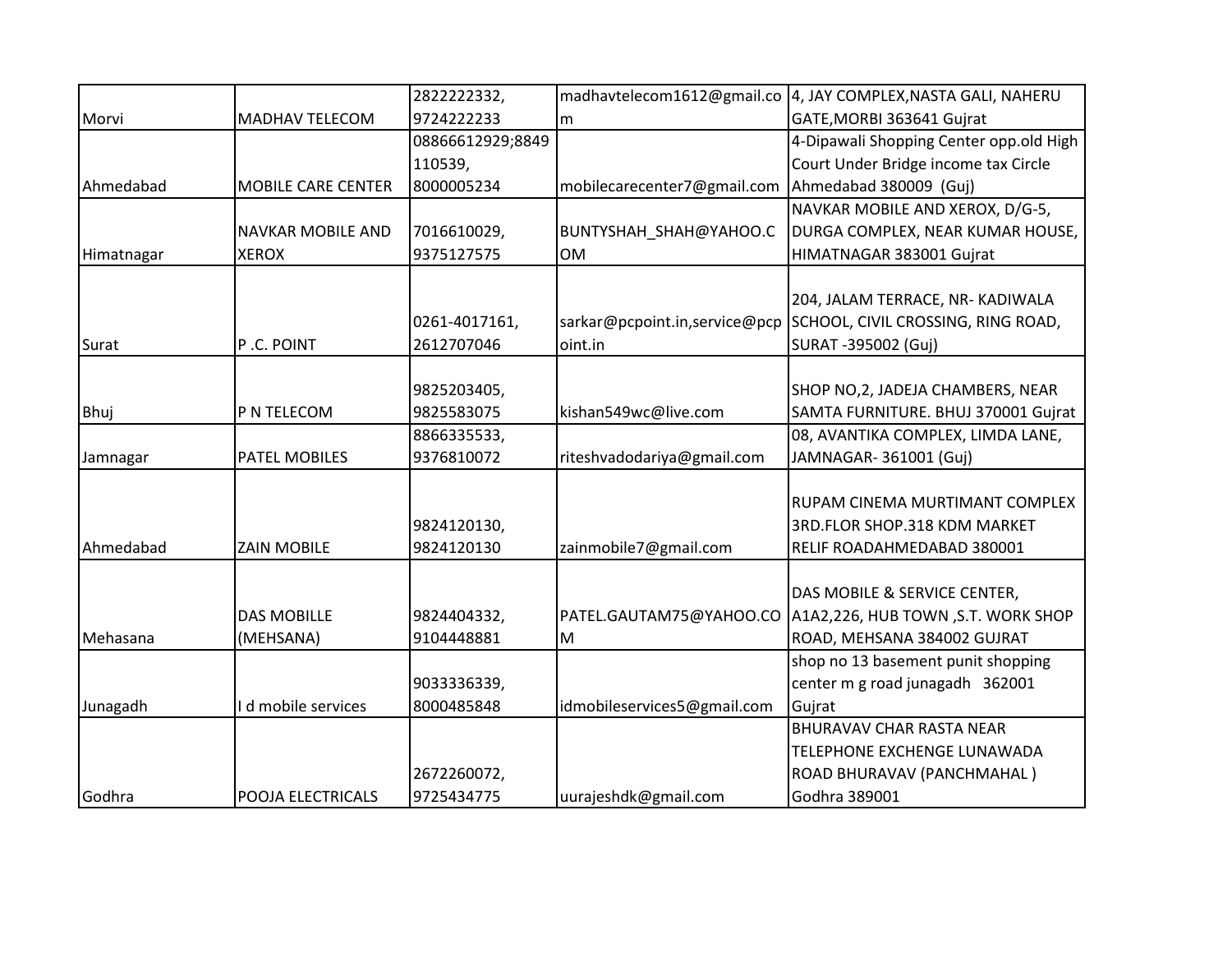| | | | | |
|---|---|---|---|---|
| Morvi | MADHAV TELECOM | 2822222332, 9724222233 | madhavtelecom1612@gmail.com | 4, JAY COMPLEX,NASTA GALI, NAHERU GATE,MORBI 363641 Gujrat |
| Ahmedabad | MOBILE CARE CENTER | 08866612929;8849110539, 8000005234 | mobilecarecenter7@gmail.com | 4-Dipawali Shopping Center opp.old High Court Under Bridge income tax Circle Ahmedabad 380009 (Guj) |
| Himatnagar | NAVKAR MOBILE AND XEROX | 7016610029, 9375127575 | BUNTYSHAH_SHAH@YAHOO.COM | NAVKAR MOBILE AND XEROX, D/G-5, DURGA COMPLEX, NEAR KUMAR HOUSE, HIMATNAGAR 383001 Gujrat |
| Surat | P .C. POINT | 0261-4017161, 2612707046 | sarkar@pcpoint.in,service@pcpoint.in | 204, JALAM TERRACE, NR- KADIWALA SCHOOL, CIVIL CROSSING, RING ROAD, SURAT -395002 (Guj) |
| Bhuj | P N TELECOM | 9825203405, 9825583075 | kishan549wc@live.com | SHOP NO,2, JADEJA CHAMBERS, NEAR SAMTA FURNITURE. BHUJ 370001 Gujrat |
| Jamnagar | PATEL MOBILES | 8866335533, 9376810072 | riteshvadodariya@gmail.com | 08, AVANTIKA COMPLEX, LIMDA LANE, JAMNAGAR- 361001 (Guj) |
| Ahmedabad | ZAIN MOBILE | 9824120130, 9824120130 | zainmobile7@gmail.com | RUPAM CINEMA MURTIMANT COMPLEX 3RD.FLOR SHOP.318 KDM MARKET RELIF ROADAHMEDABAD 380001 |
| Mehasana | DAS MOBILLE (MEHSANA) | 9824404332, 9104448881 | PATEL.GAUTAM75@YAHOO.COM | DAS MOBILE & SERVICE CENTER, A1A2,226, HUB TOWN ,S.T. WORK SHOP ROAD, MEHSANA 384002 GUJRAT |
| Junagadh | I d mobile services | 9033336339, 8000485848 | idmobileservices5@gmail.com | shop no 13 basement punit shopping center m g road junagadh 362001 Gujrat |
| Godhra | POOJA ELECTRICALS | 2672260072, 9725434775 | uurajeshdk@gmail.com | BHURAVAV CHAR RASTA NEAR TELEPHONE EXCHENGE LUNAWADA ROAD BHURAVAV (PANCHMAHAL ) Godhra 389001 |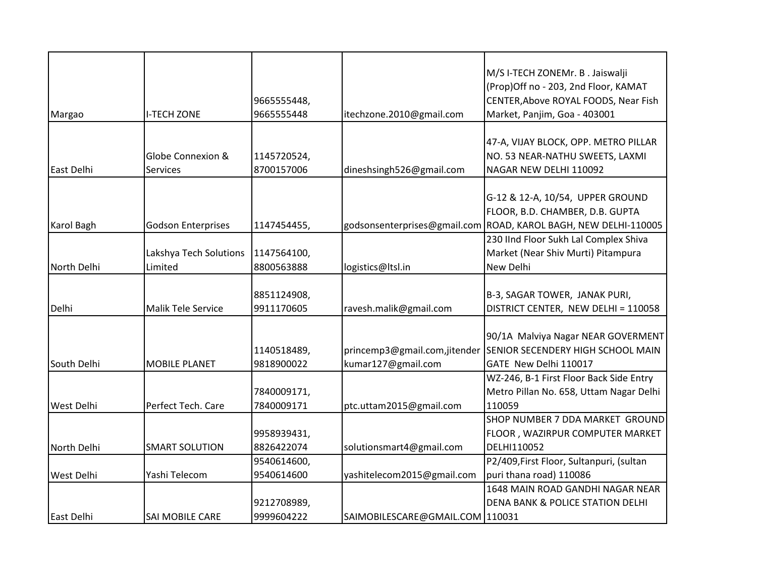| | | | | |
|---|---|---|---|---|
| Margao | I-TECH ZONE | 9665555448, 9665555448 | itechzone.2010@gmail.com | M/S I-TECH ZONEMr. B . Jaiswalji (Prop)Off no - 203, 2nd Floor, KAMAT CENTER,Above ROYAL FOODS, Near Fish Market, Panjim, Goa - 403001 |
| East Delhi | Globe Connexion & Services | 1145720524, 8700157006 | dineshsingh526@gmail.com | 47-A, VIJAY BLOCK, OPP. METRO PILLAR NO. 53 NEAR-NATHU SWEETS, LAXMI NAGAR NEW DELHI 110092 |
| Karol Bagh | Godson Enterprises | 1147454455, | godsonsenterprises@gmail.com | G-12 & 12-A, 10/54, UPPER GROUND FLOOR, B.D. CHAMBER, D.B. GUPTA ROAD, KAROL BAGH, NEW DELHI-110005 |
| North Delhi | Lakshya Tech Solutions Limited | 1147564100, 8800563888 | logistics@ltsl.in | 230 IInd Floor Sukh Lal Complex Shiva Market (Near Shiv Murti) Pitampura New Delhi |
| Delhi | Malik Tele Service | 8851124908, 9911170605 | ravesh.malik@gmail.com | B-3, SAGAR TOWER, JANAK PURI, DISTRICT CENTER, NEW DELHI = 110058 |
| South Delhi | MOBILE PLANET | 1140518489, 9818900022 | princemp3@gmail.com,jitenderkumar127@gmail.com | 90/1A Malviya Nagar NEAR GOVERMENT SENIOR SECENDERY HIGH SCHOOL MAIN GATE New Delhi 110017 |
| West Delhi | Perfect Tech. Care | 7840009171, 7840009171 | ptc.uttam2015@gmail.com | WZ-246, B-1 First Floor Back Side Entry Metro Pillan No. 658, Uttam Nagar Delhi 110059 |
| North Delhi | SMART SOLUTION | 9958939431, 8826422074 | solutionsmart4@gmail.com | SHOP NUMBER 7 DDA MARKET GROUND FLOOR , WAZIRPUR COMPUTER MARKET DELHI110052 |
| West Delhi | Yashi Telecom | 9540614600, 9540614600 | yashitelecom2015@gmail.com | P2/409,First Floor, Sultanpuri, (sultan puri thana road) 110086 |
| East Delhi | SAI MOBILE CARE | 9212708989, 9999604222 | SAIMOBILESCARE@GMAIL.COM | 1648 MAIN ROAD GANDHI NAGAR NEAR DENA BANK & POLICE STATION DELHI 110031 |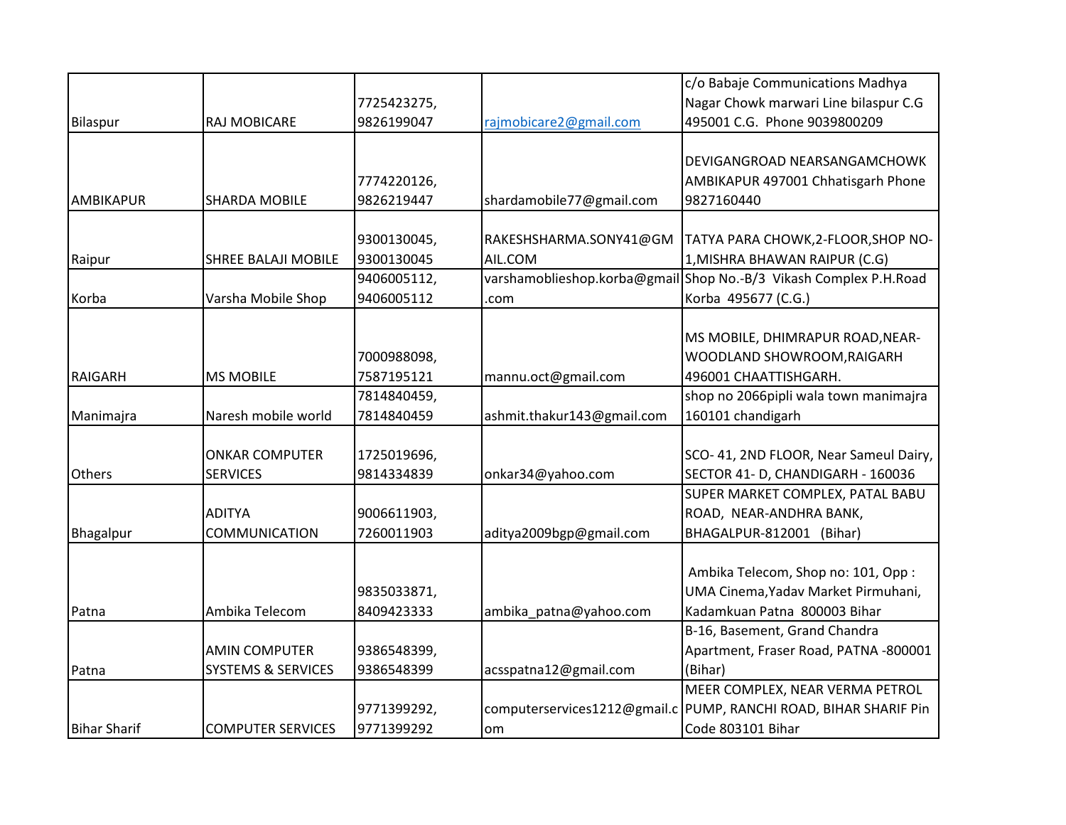| | | | | |
|---|---|---|---|---|
| Bilaspur | RAJ MOBICARE | 7725423275, 9826199047 | rajmobicare2@gmail.com | c/o Babaje Communications Madhya Nagar Chowk marwari Line bilaspur C.G 495001 C.G. Phone 9039800209 |
| AMBIKAPUR | SHARDA MOBILE | 7774220126, 9826219447 | shardamobile77@gmail.com | DEVIGANGROAD NEARSANGAMCHOWK AMBIKAPUR 497001 Chhatisgarh Phone 9827160440 |
| Raipur | SHREE BALAJI MOBILE | 9300130045, 9300130045 | RAKESHSHARMA.SONY41@GMAIL.COM | TATYA PARA CHOWK,2-FLOOR,SHOP NO-1,MISHRA BHAWAN RAIPUR (C.G) |
| Korba | Varsha Mobile Shop | 9406005112, 9406005112 | varshamoblieshop.korba@gmail.com | Shop No.-B/3 Vikash Complex P.H.Road Korba 495677 (C.G.) |
| RAIGARH | MS MOBILE | 7000988098, 7587195121 | mannu.oct@gmail.com | MS MOBILE, DHIMRAPUR ROAD,NEAR-WOODLAND SHOWROOM,RAIGARH 496001 CHAATTISHGARH. |
| Manimajra | Naresh mobile world | 7814840459, 7814840459 | ashmit.thakur143@gmail.com | shop no 2066pipli wala town manimajra 160101 chandigarh |
| Others | ONKAR COMPUTER SERVICES | 1725019696, 9814334839 | onkar34@yahoo.com | SCO- 41, 2ND FLOOR, Near Sameul Dairy, SECTOR 41- D, CHANDIGARH - 160036 |
| Bhagalpur | ADITYA COMMUNICATION | 9006611903, 7260011903 | aditya2009bgp@gmail.com | SUPER MARKET COMPLEX, PATAL BABU ROAD, NEAR-ANDHRA BANK, BHAGALPUR-812001 (Bihar) |
| Patna | Ambika Telecom | 9835033871, 8409423333 | ambika_patna@yahoo.com | Ambika Telecom, Shop no: 101, Opp : UMA Cinema,Yadav Market Pirmuhani, Kadamkuan Patna 800003 Bihar |
| Patna | AMIN COMPUTER SYSTEMS & SERVICES | 9386548399, 9386548399 | acsspatna12@gmail.com | B-16, Basement, Grand Chandra Apartment, Fraser Road, PATNA -800001 (Bihar) |
| Bihar Sharif | COMPUTER SERVICES | 9771399292, 9771399292 | computerservices1212@gmail.com | MEER COMPLEX, NEAR VERMA PETROL PUMP, RANCHI ROAD, BIHAR SHARIF Pin Code 803101 Bihar |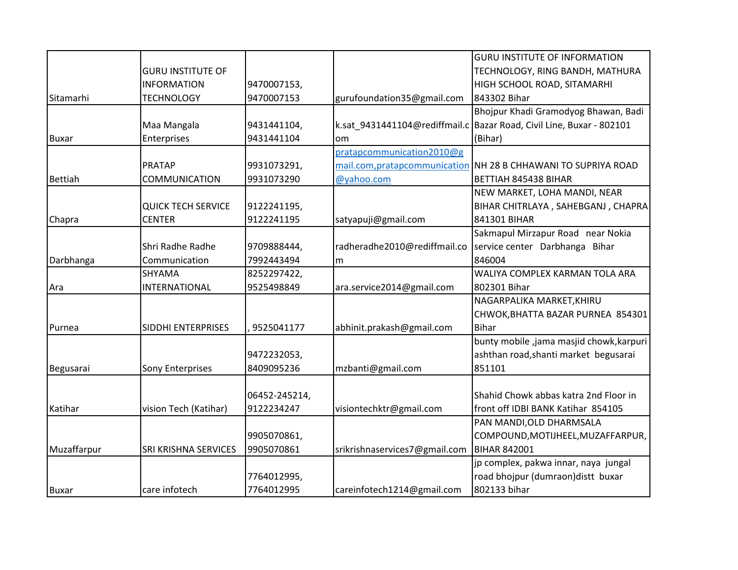| | | | | |
|---|---|---|---|---|
| Sitamarhi | GURU INSTITUTE OF INFORMATION TECHNOLOGY | 9470007153, 9470007153 | gurufoundation35@gmail.com | GURU INSTITUTE OF INFORMATION TECHNOLOGY, RING BANDH, MATHURA HIGH SCHOOL ROAD, SITAMARHI 843302 Bihar |
| Buxar | Maa Mangala Enterprises | 9431441104, 9431441104 | k.sat_9431441104@rediffmail.com | Bhojpur Khadi Gramodyog Bhawan, Badi Bazar Road, Civil Line, Buxar - 802101 (Bihar) |
| Bettiah | PRATAP COMMUNICATION | 9931073291, 9931073290 | pratapcommunication2010@gmail.com,pratapcommunication@yahoo.com | NH 28 B CHHAWANI TO SUPRIYA ROAD BETTIAH 845438 BIHAR |
| Chapra | QUICK TECH SERVICE CENTER | 9122241195, 9122241195 | satyapuji@gmail.com | NEW MARKET, LOHA MANDI, NEAR BIHAR CHITRLAYA , SAHEBGANJ , CHAPRA 841301 BIHAR |
| Darbhanga | Shri Radhe Radhe Communication | 9709888444, 7992443494 | radheradhe2010@rediffmail.com | Sakmapul Mirzapur Road near Nokia service center Darbhanga Bihar 846004 |
| Ara | SHYAMA INTERNATIONAL | 8252297422, 9525498849 | ara.service2014@gmail.com | WALIYA COMPLEX KARMAN TOLA ARA 802301 Bihar |
| Purnea | SIDDHI ENTERPRISES | , 9525041177 | abhinit.prakash@gmail.com | NAGARPALIKA MARKET,KHIRU CHWOK,BHATTA BAZAR PURNEA 854301 Bihar |
| Begusarai | Sony Enterprises | 9472232053, 8409095236 | mzbanti@gmail.com | bunty mobile ,jama masjid chowk,karpuri ashthan road,shanti market begusarai 851101 |
| Katihar | vision Tech (Katihar) | 06452-245214, 9122234247 | visiontechktr@gmail.com | Shahid Chowk abbas katra 2nd Floor in front off IDBI BANK Katihar 854105 |
| Muzaffarpur | SRI KRISHNA SERVICES | 9905070861, 9905070861 | srikrishnaservices7@gmail.com | PAN MANDI,OLD DHARMSALA COMPOUND,MOTIJHEEL,MUZAFFARPUR, BIHAR 842001 |
| Buxar | care infotech | 7764012995, 7764012995 | careinfotech1214@gmail.com | jp complex, pakwa innar, naya jungal road bhojpur (dumraon)distt buxar 802133 bihar |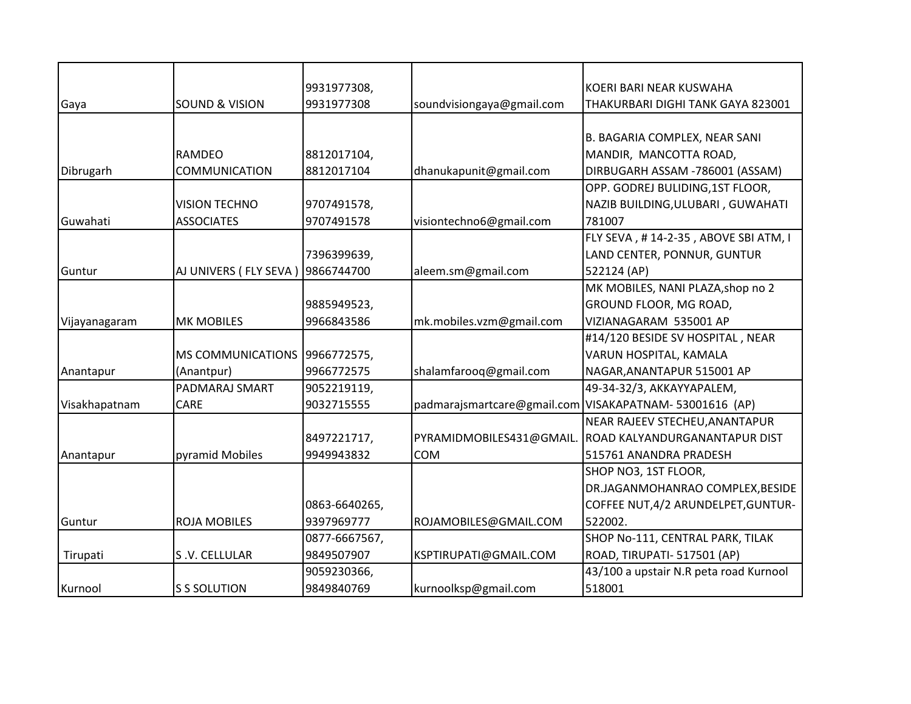| | | | | |
|---|---|---|---|---|
| Gaya | SOUND & VISION | 9931977308, 9931977308 | soundvisiongaya@gmail.com | KOERI BARI NEAR KUSWAHA THAKURBARI DIGHI TANK GAYA 823001 |
| Dibrugarh | RAMDEO COMMUNICATION | 8812017104, 8812017104 | dhanukapunit@gmail.com | B. BAGARIA COMPLEX, NEAR SANI MANDIR, MANCOTTA ROAD, DIRBUGARH ASSAM -786001 (ASSAM) |
| Guwahati | VISION TECHNO ASSOCIATES | 9707491578, 9707491578 | visiontechno6@gmail.com | OPP. GODREJ BULIDING,1ST FLOOR, NAZIB BUILDING,ULUBARI , GUWAHATI 781007 |
| Guntur | AJ UNIVERS ( FLY SEVA ) | 7396399639, 9866744700 | aleem.sm@gmail.com | FLY SEVA , # 14-2-35 , ABOVE SBI ATM, I LAND CENTER, PONNUR, GUNTUR 522124 (AP) |
| Vijayanagaram | MK MOBILES | 9885949523, 9966843586 | mk.mobiles.vzm@gmail.com | MK MOBILES, NANI PLAZA,shop no 2 GROUND FLOOR, MG ROAD, VIZIANAGARAM 535001 AP |
| Anantapur | MS COMMUNICATIONS (Anantpur) | 9966772575, 9966772575 | shalamfarooq@gmail.com | #14/120 BESIDE SV HOSPITAL , NEAR VARUN HOSPITAL, KAMALA NAGAR,ANANTAPUR 515001 AP |
| Visakhapatnam | PADMARAJ SMART CARE | 9052219119, 9032715555 | padmarajsmartcare@gmail.com | 49-34-32/3, AKKAYYAPALEM, VISAKAPATNAM- 53001616 (AP) |
| Anantapur | pyramid Mobiles | 8497221717, 9949943832 | PYRAMIDMOBILES431@GMAIL.COM | NEAR RAJEEV STECHEU,ANANTAPUR ROAD KALYANDURGANANTAPUR DIST 515761 ANANDRA PRADESH |
| Guntur | ROJA MOBILES | 0863-6640265, 9397969777 | ROJAMOBILES@GMAIL.COM | SHOP NO3, 1ST FLOOR, DR.JAGANMOHANRAO COMPLEX,BESIDE COFFEE NUT,4/2 ARUNDELPET,GUNTUR-522002. |
| Tirupati | S .V. CELLULAR | 0877-6667567, 9849507907 | KSPTIRUPATI@GMAIL.COM | SHOP No-111, CENTRAL PARK, TILAK ROAD, TIRUPATI- 517501 (AP) |
| Kurnool | S S SOLUTION | 9059230366, 9849840769 | kurnoolksp@gmail.com | 43/100 a upstair N.R peta road Kurnool 518001 |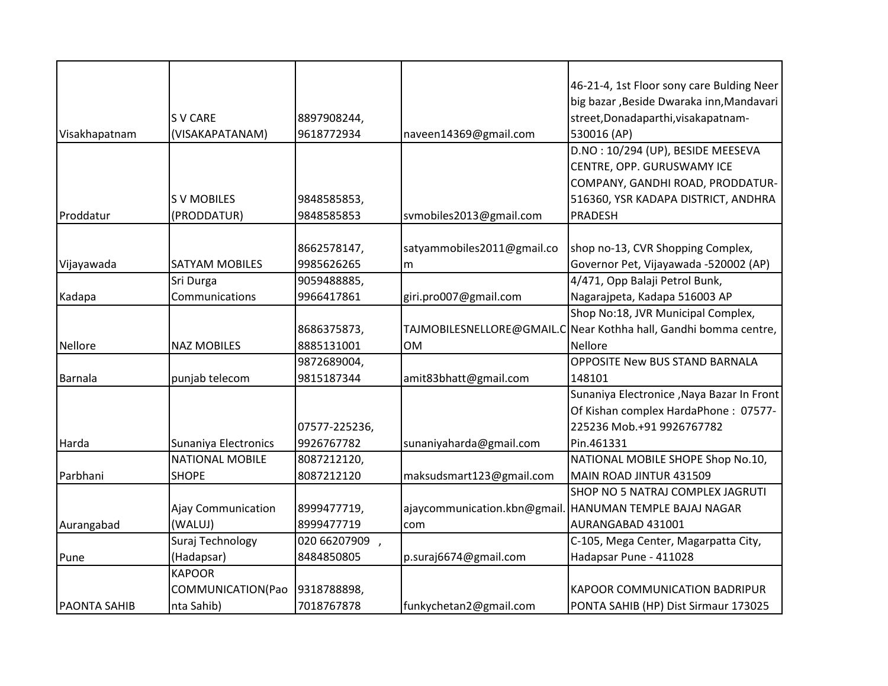| | | | | |
|---|---|---|---|---|
| Visakhapatnam | S V CARE (VISAKAPATANAM) | 8897908244, 9618772934 | naveen14369@gmail.com | 46-21-4, 1st Floor sony care Bulding Neer big bazar ,Beside Dwaraka inn,Mandavari street,Donadaparthi,visakapatnam-530016 (AP) |
| Proddatur | S V MOBILES (PRODDATUR) | 9848585853, 9848585853 | svmobiles2013@gmail.com | D.NO : 10/294 (UP), BESIDE MEESEVA CENTRE, OPP. GURUSWAMY ICE COMPANY, GANDHI ROAD, PRODDATUR-516360, YSR KADAPA DISTRICT, ANDHRA PRADESH |
| Vijayawada | SATYAM MOBILES | 8662578147, 9985626265 | satyammobiles2011@gmail.com | shop no-13, CVR Shopping Complex, Governor Pet, Vijayawada -520002 (AP) |
| Kadapa | Sri Durga Communications | 9059488885, 9966417861 | giri.pro007@gmail.com | 4/471, Opp Balaji Petrol Bunk, Nagarajpeta, Kadapa 516003 AP |
| Nellore | NAZ MOBILES | 8686375873, 8885131001 | TAJMOBILESNELLORE@GMAIL.COM | Shop No:18, JVR Municipal Complex, Near Kothha hall, Gandhi bomma centre, Nellore |
| Barnala | punjab telecom | 9872689004, 9815187344 | amit83bhatt@gmail.com | OPPOSITE New BUS STAND BARNALA 148101 |
| Harda | Sunaniya Electronics | 07577-225236, 9926767782 | sunaniyaharda@gmail.com | Sunaniya Electronice ,Naya Bazar In Front Of Kishan complex HardaPhone : 07577-225236 Mob.+91 9926767782 Pin.461331 |
| Parbhani | NATIONAL MOBILE SHOPE | 8087212120, 8087212120 | maksudsmart123@gmail.com | NATIONAL MOBILE SHOPE Shop No.10, MAIN ROAD JINTUR 431509 |
| Aurangabad | Ajay Communication (WALUJ) | 8999477719, 8999477719 | ajaycommunication.kbn@gmail.com | SHOP NO 5 NATRAJ COMPLEX JAGRUTI HANUMAN TEMPLE BAJAJ NAGAR AURANGABAD 431001 |
| Pune | Suraj Technology (Hadapsar) | 020 66207909 , 8484850805 | p.suraj6674@gmail.com | C-105, Mega Center, Magarpatta City, Hadapsar Pune - 411028 |
| PAONTA SAHIB | KAPOOR COMMUNICATION(Paonta Sahib) | 9318788898, 7018767878 | funkychetan2@gmail.com | KAPOOR COMMUNICATION BADRIPUR PONTA SAHIB (HP) Dist Sirmaur 173025 |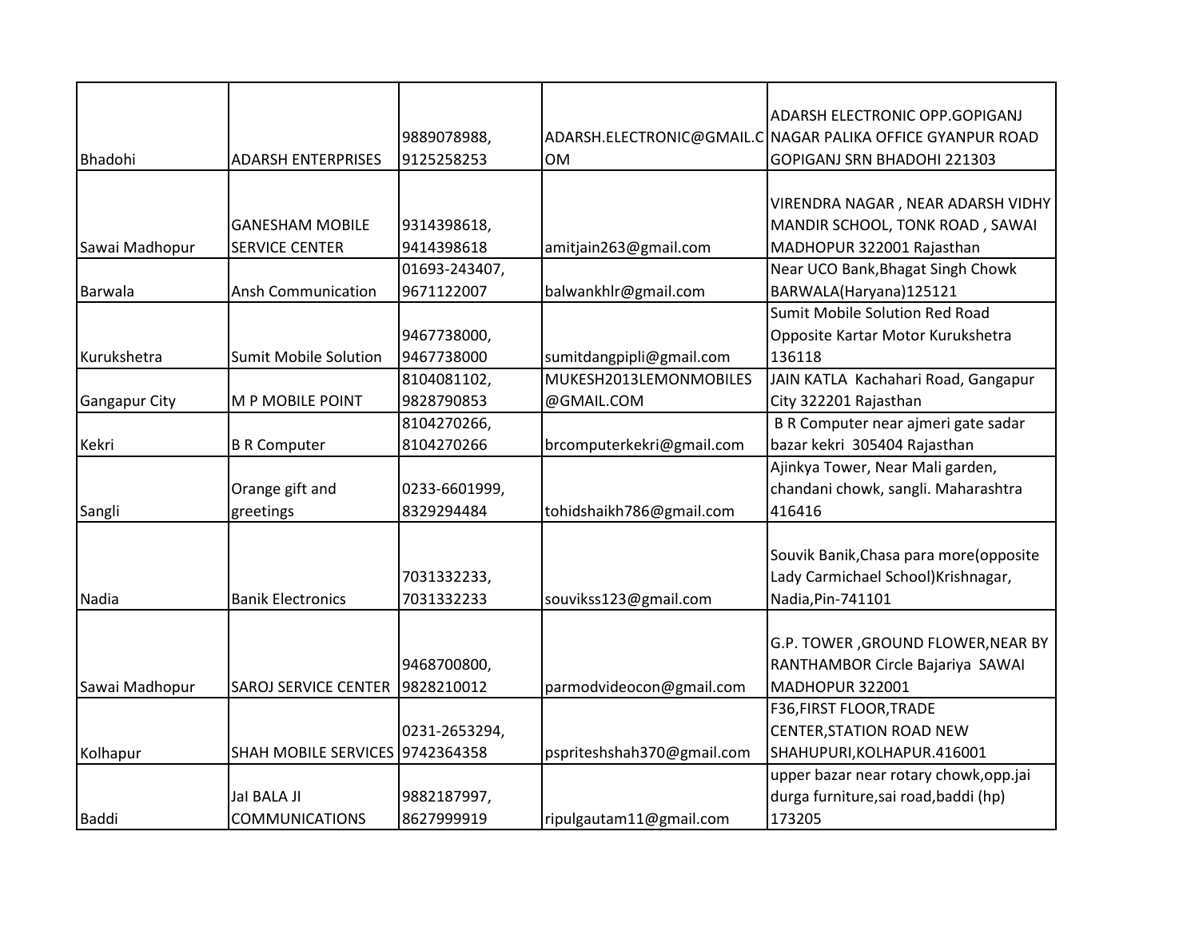| | | | | |
|---|---|---|---|---|
| Bhadohi | ADARSH ENTERPRISES | 9889078988, 9125258253 | ADARSH.ELECTRONIC@GMAIL.COM | ADARSH ELECTRONIC OPP.GOPIGANJ NAGAR PALIKA OFFICE GYANPUR ROAD GOPIGANJ SRN BHADOHI 221303 |
| Sawai Madhopur | GANESHAM MOBILE SERVICE CENTER | 9314398618, 9414398618 | amitjain263@gmail.com | VIRENDRA NAGAR , NEAR ADARSH VIDHY MANDIR SCHOOL, TONK ROAD , SAWAI MADHOPUR 322001 Rajasthan |
| Barwala | Ansh Communication | 01693-243407, 9671122007 | balwankhlr@gmail.com | Near UCO Bank,Bhagat Singh Chowk BARWALA(Haryana)125121 |
| Kurukshetra | Sumit Mobile Solution | 9467738000, 9467738000 | sumitdangpipli@gmail.com | Sumit Mobile Solution Red Road Opposite Kartar Motor Kurukshetra 136118 |
| Gangapur City | M P MOBILE POINT | 8104081102, 9828790853 | MUKESH2013LEMONMOBILES@GMAIL.COM | JAIN KATLA Kachahari Road, Gangapur City 322201 Rajasthan |
| Kekri | B R Computer | 8104270266, 8104270266 | brcomputerkekri@gmail.com | B R Computer near ajmeri gate sadar bazar kekri 305404 Rajasthan |
| Sangli | Orange gift and greetings | 0233-6601999, 8329294484 | tohidshaikh786@gmail.com | Ajinkya Tower, Near Mali garden, chandani chowk, sangli. Maharashtra 416416 |
| Nadia | Banik Electronics | 7031332233, 7031332233 | souvikss123@gmail.com | Souvik Banik,Chasa para more(opposite Lady Carmichael School)Krishnagar, Nadia,Pin-741101 |
| Sawai Madhopur | SAROJ SERVICE CENTER | 9468700800, 9828210012 | parmodvideocon@gmail.com | G.P. TOWER ,GROUND FLOWER,NEAR BY RANTHAMBOR Circle Bajariya SAWAI MADHOPUR 322001 |
| Kolhapur | SHAH MOBILE SERVICES | 0231-2653294, 9742364358 | pspriteshshah370@gmail.com | F36,FIRST FLOOR,TRADE CENTER,STATION ROAD NEW SHAHUPURI,KOLHAPUR.416001 |
| Baddi | JaI BALA JI COMMUNICATIONS | 9882187997, 8627999919 | ripulgautam11@gmail.com | upper bazar near rotary chowk,opp.jai durga furniture,sai road,baddi (hp) 173205 |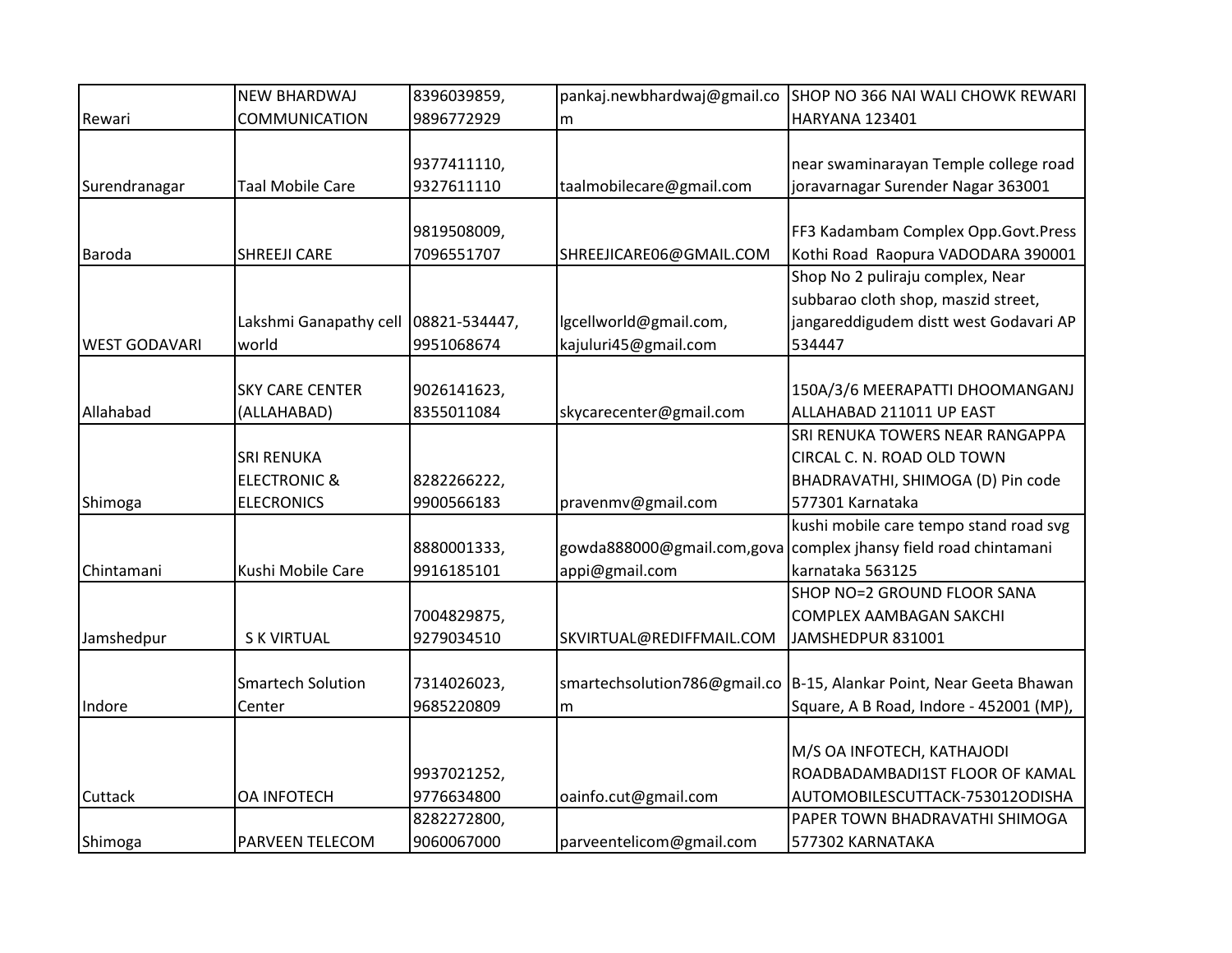| | | | | |
|---|---|---|---|---|
| Rewari | NEW BHARDWAJ COMMUNICATION | 8396039859, 9896772929 | pankaj.newbhardwaj@gmail.com | SHOP NO 366 NAI WALI CHOWK REWARI HARYANA 123401 |
| Surendranagar | Taal Mobile Care | 9377411110, 9327611110 | taalmobilecare@gmail.com | near swaminarayan Temple college road joravarnagar Surender Nagar 363001 |
| Baroda | SHREEJI CARE | 9819508009, 7096551707 | SHREEJICARE06@GMAIL.COM | FF3 Kadambam Complex Opp.Govt.Press Kothi Road Raopura VADODARA 390001 |
| WEST GODAVARI | Lakshmi Ganapathy cell world | 08821-534447, 9951068674 | lgcellworld@gmail.com, kajuluri45@gmail.com | Shop No 2 puliraju complex, Near subbarao cloth shop, maszid street, jangareddigudem distt west Godavari AP 534447 |
| Allahabad | SKY CARE CENTER (ALLAHABAD) | 9026141623, 8355011084 | skycarecenter@gmail.com | 150A/3/6 MEERAPATTI DHOOMANGANJ ALLAHABAD 211011 UP EAST |
| Shimoga | SRI RENUKA ELECTRONIC & ELECRONICS | 8282266222, 9900566183 | pravenmv@gmail.com | SRI RENUKA TOWERS NEAR RANGAPPA CIRCAL C. N. ROAD OLD TOWN BHADRAVATHI, SHIMOGA (D) Pin code 577301 Karnataka |
| Chintamani | Kushi Mobile Care | 8880001333, 9916185101 | gowda888000@gmail.com,govaappi@gmail.com | kushi mobile care tempo stand road svg complex jhansy field road chintamani karnataka 563125 |
| Jamshedpur | S K VIRTUAL | 7004829875, 9279034510 | SKVIRTUAL@REDIFFMAIL.COM | SHOP NO=2 GROUND FLOOR SANA COMPLEX AAMBAGAN SAKCHI JAMSHEDPUR 831001 |
| Indore | Smartech Solution Center | 7314026023, 9685220809 | smartechsolution786@gmail.com | B-15, Alankar Point, Near Geeta Bhawan Square, A B Road, Indore - 452001 (MP), |
| Cuttack | OA INFOTECH | 9937021252, 9776634800 | oainfo.cut@gmail.com | M/S OA INFOTECH, KATHAJODI ROADBADAMBADI1ST FLOOR OF KAMAL AUTOMOBILESCUTTACK-753012ODISHA |
| Shimoga | PARVEEN TELECOM | 8282272800, 9060067000 | parveentelicom@gmail.com | PAPER TOWN BHADRAVATHI SHIMOGA 577302 KARNATAKA |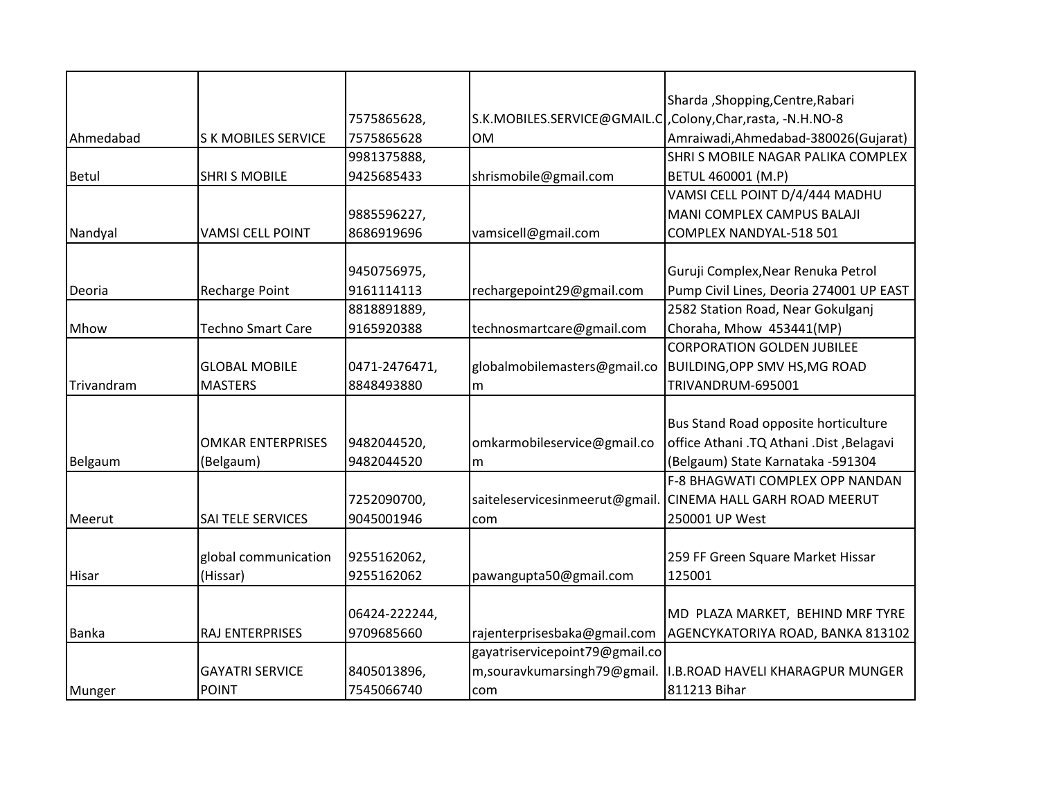| | | | | |
|---|---|---|---|---|
| Ahmedabad | S K MOBILES SERVICE | 7575865628, 7575865628 | S.K.MOBILES.SERVICE@GMAIL.COM | Sharda ,Shopping,Centre,Rabari ,Colony,Char,rasta, -N.H.NO-8 Amraiwadi,Ahmedabad-380026(Gujarat) |
| Betul | SHRI S MOBILE | 9981375888, 9425685433 | shrismobile@gmail.com | SHRI S MOBILE NAGAR PALIKA COMPLEX BETUL 460001 (M.P) |
| Nandyal | VAMSI CELL POINT | 9885596227, 8686919696 | vamsicell@gmail.com | VAMSI CELL POINT D/4/444 MADHU MANI COMPLEX CAMPUS BALAJI COMPLEX NANDYAL-518 501 |
| Deoria | Recharge Point | 9450756975, 9161114113 | rechargepoint29@gmail.com | Guruji Complex,Near Renuka Petrol Pump Civil Lines, Deoria 274001 UP EAST |
| Mhow | Techno Smart Care | 8818891889, 9165920388 | technosmartcare@gmail.com | 2582 Station Road, Near Gokulganj Choraha, Mhow 453441(MP) |
| Trivandram | GLOBAL MOBILE MASTERS | 0471-2476471, 8848493880 | globalmobilemasters@gmail.com | CORPORATION GOLDEN JUBILEE BUILDING,OPP SMV HS,MG ROAD TRIVANDRUM-695001 |
| Belgaum | OMKAR ENTERPRISES (Belgaum) | 9482044520, 9482044520 | omkarmobileservice@gmail.com | Bus Stand Road opposite horticulture office Athani .TQ Athani .Dist ,Belagavi (Belgaum) State Karnataka -591304 |
| Meerut | SAI TELE SERVICES | 7252090700, 9045001946 | saiteleservicesinmeerut@gmail.com | F-8 BHAGWATI COMPLEX OPP NANDAN CINEMA HALL GARH ROAD MEERUT 250001 UP West |
| Hisar | global communication (Hissar) | 9255162062, 9255162062 | pawangupta50@gmail.com | 259 FF Green Square Market Hissar 125001 |
| Banka | RAJ ENTERPRISES | 06424-222244, 9709685660 | rajenterprisesbaka@gmail.com | MD PLAZA MARKET, BEHIND MRF TYRE AGENCYKATORIYA ROAD, BANKA 813102 |
| Munger | GAYATRI SERVICE POINT | 8405013896, 7545066740 | gayatriservicepoint79@gmail.com,souravkumarsingh79@gmail.com | I.B.ROAD HAVELI KHARAGPUR MUNGER 811213 Bihar |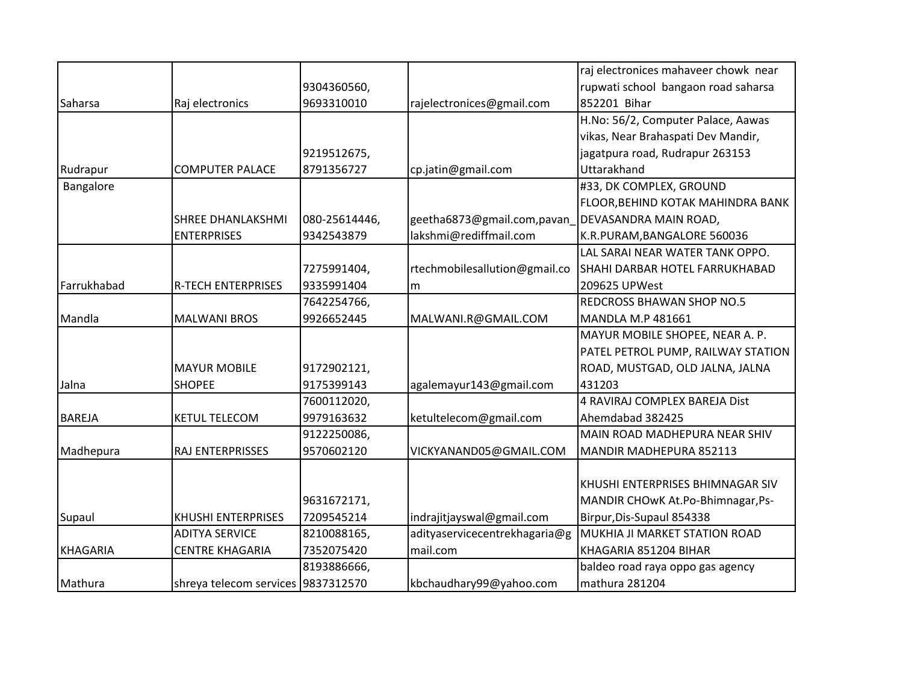| | | | | |
|---|---|---|---|---|
| Saharsa | Raj electronics | 9304360560, 9693310010 | rajelectronices@gmail.com | raj electronices mahaveer chowk near rupwati school bangaon road saharsa 852201 Bihar |
| Rudrapur | COMPUTER PALACE | 9219512675, 8791356727 | cp.jatin@gmail.com | H.No: 56/2, Computer Palace, Aawas vikas, Near Brahaspati Dev Mandir, jagatpura road, Rudrapur 263153 Uttarakhand |
| Bangalore | SHREE DHANLAKSHMI ENTERPRISES | 080-25614446, 9342543879 | geetha6873@gmail.com,pavan_lakshmi@rediffmail.com | #33, DK COMPLEX, GROUND FLOOR,BEHIND KOTAK MAHINDRA BANK DEVASANDRA MAIN ROAD, K.R.PURAM,BANGALORE 560036 |
| Farrukhabad | R-TECH ENTERPRISES | 7275991404, 9335991404 | rtechmobilesallution@gmail.com | LAL SARAI NEAR WATER TANK OPPO. SHAHI DARBAR HOTEL FARRUKHABAD 209625 UPWest |
| Mandla | MALWANI BROS | 7642254766, 9926652445 | MALWANI.R@GMAIL.COM | REDCROSS BHAWAN SHOP NO.5 MANDLA M.P 481661 |
| Jalna | MAYUR MOBILE SHOPEE | 9172902121, 9175399143 | agalemayur143@gmail.com | MAYUR MOBILE SHOPEE, NEAR A. P. PATEL PETROL PUMP, RAILWAY STATION ROAD, MUSTGAD, OLD JALNA, JALNA 431203 |
| BAREJA | KETUL TELECOM | 7600112020, 9979163632 | ketultelecom@gmail.com | 4 RAVIRAJ COMPLEX BAREJA Dist Ahemdabad 382425 |
| Madhepura | RAJ ENTERPRISSES | 9122250086, 9570602120 | VICKYANAND05@GMAIL.COM | MAIN ROAD MADHEPURA NEAR SHIV MANDIR MADHEPURA 852113 |
| Supaul | KHUSHI ENTERPRISES | 9631672171, 7209545214 | indrajitjayswal@gmail.com | KHUSHI ENTERPRISES BHIMNAGAR SIV MANDIR CHOwK At.Po-Bhimnagar,Ps-Birpur,Dis-Supaul 854338 |
| KHAGARIA | ADITYA SERVICE CENTRE KHAGARIA | 8210088165, 7352075420 | adityaservicecentrekhagaria@gmail.com | MUKHIA JI MARKET STATION ROAD KHAGARIA 851204 BIHAR |
| Mathura | shreya telecom services | 8193886666, 9837312570 | kbchaudhary99@yahoo.com | baldeo road raya oppo gas agency mathura 281204 |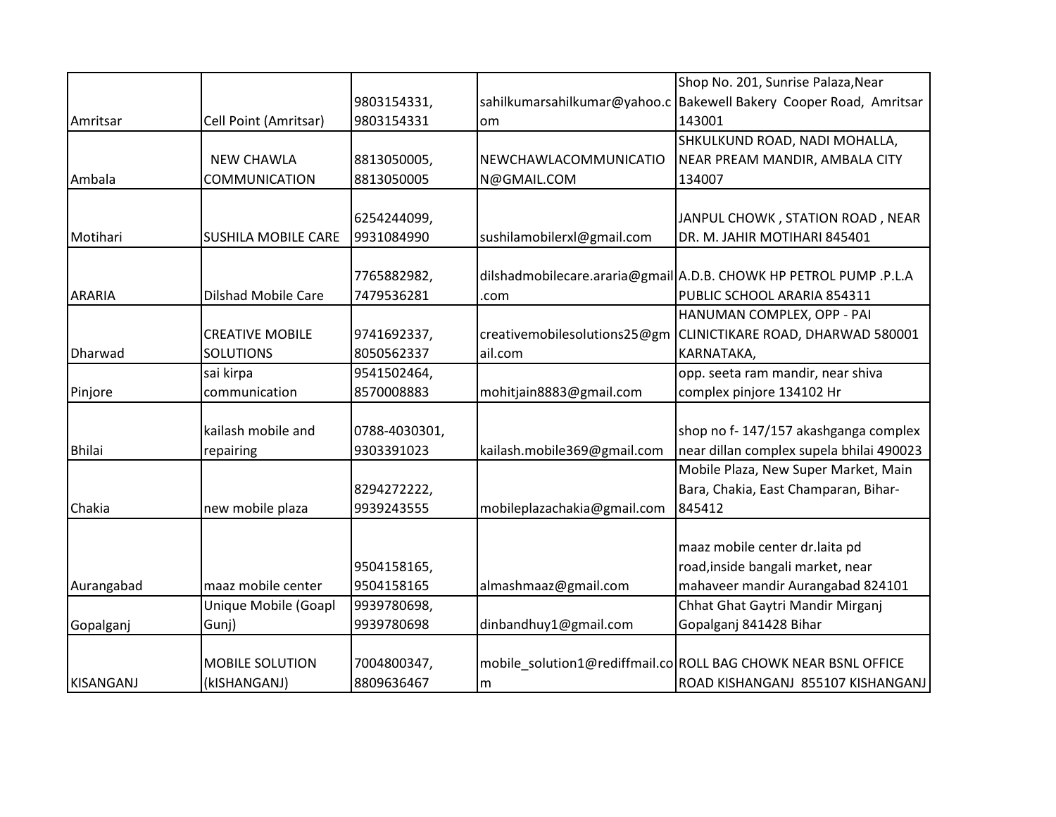| | | | | |
|---|---|---|---|---|
| Amritsar | Cell Point (Amritsar) | 9803154331, 9803154331 | sahilkumarsahilkumar@yahoo.com | Shop No. 201, Sunrise Palaza,Near Bakewell Bakery Cooper Road, Amritsar 143001 |
| Ambala | NEW CHAWLA COMMUNICATION | 8813050005, 8813050005 | NEWCHAWLACOMMUNICATION@GMAIL.COM | SHKULKUND ROAD, NADI MOHALLA, NEAR PREAM MANDIR, AMBALA CITY 134007 |
| Motihari | SUSHILA MOBILE CARE | 6254244099, 9931084990 | sushilamobilerxl@gmail.com | JANPUL CHOWK , STATION ROAD , NEAR DR. M. JAHIR MOTIHARI 845401 |
| ARARIA | Dilshad Mobile Care | 7765882982, 7479536281 | dilshadmobilecare.araria@gmail.com | A.D.B. CHOWK HP PETROL PUMP .P.L.A PUBLIC SCHOOL ARARIA 854311 |
| Dharwad | CREATIVE MOBILE SOLUTIONS | 9741692337, 8050562337 | creativemobilesolutions25@gmail.com | HANUMAN COMPLEX, OPP - PAI CLINICTIKARE ROAD, DHARWAD 580001 KARNATAKA, |
| Pinjore | sai kirpa communication | 9541502464, 8570008883 | mohitjain8883@gmail.com | opp. seeta ram mandir, near shiva complex pinjore 134102 Hr |
| Bhilai | kailash mobile and repairing | 0788-4030301, 9303391023 | kailash.mobile369@gmail.com | shop no f- 147/157 akashganga complex near dillan complex supela bhilai 490023 |
| Chakia | new mobile plaza | 8294272222, 9939243555 | mobileplazachakia@gmail.com | Mobile Plaza, New Super Market, Main Bara, Chakia, East Champaran, Bihar-845412 |
| Aurangabad | maaz mobile center | 9504158165, 9504158165 | almashmaaz@gmail.com | maaz mobile center dr.laita pd road,inside bangali market, near mahaveer mandir Aurangabad 824101 |
| Gopalganj | Unique Mobile (Goapl Gunj) | 9939780698, 9939780698 | dinbandhuy1@gmail.com | Chhat Ghat Gaytri Mandir Mirganj Gopalganj 841428 Bihar |
| KISANGANJ | MOBILE SOLUTION (kISHANGANJ) | 7004800347, 8809636467 | mobile_solution1@rediffmail.com | ROLL BAG CHOWK NEAR BSNL OFFICE ROAD KISHANGANJ 855107 KISHANGANJ |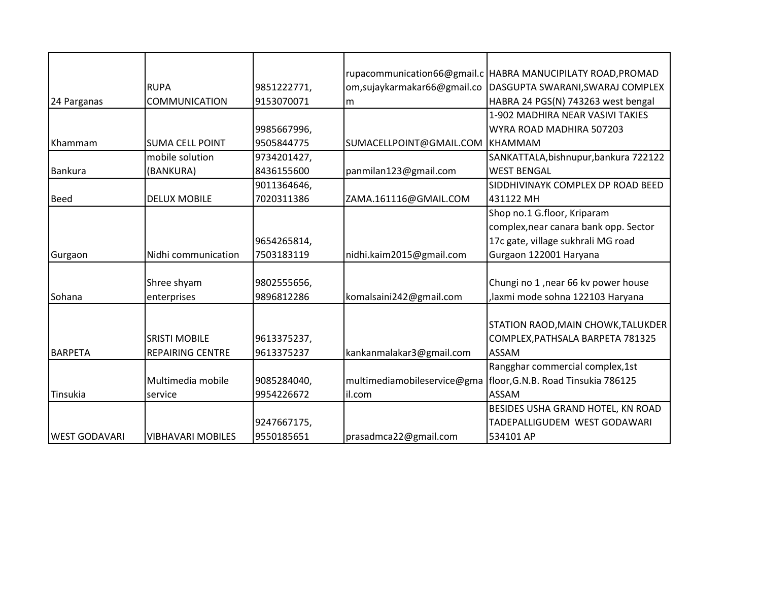| | | | | |
|---|---|---|---|---|
| 24 Parganas | RUPA COMMUNICATION | 9851222771, 9153070071 | rupacommunication66@gmail.com,sujaykarmakar66@gmail.com | HABRA MANUCIPILATY ROAD,PROMAD DASGUPTA SWARANI,SWARAJ COMPLEX HABRA 24 PGS(N) 743263 west bengal |
| Khammam | SUMA CELL POINT | 9985667996, 9505844775 | SUMACELLPOINT@GMAIL.COM | 1-902 MADHIRA NEAR VASIVI TAKIES WYRA ROAD MADHIRA 507203 KHAMMAM |
| Bankura | mobile solution (BANKURA) | 9734201427, 8436155600 | panmilan123@gmail.com | SANKATTALA,bishnupur,bankura 722122 WEST BENGAL |
| Beed | DELUX MOBILE | 9011364646, 7020311386 | ZAMA.161116@GMAIL.COM | SIDDHIVINAYK COMPLEX DP ROAD BEED 431122 MH |
| Gurgaon | Nidhi communication | 9654265814, 7503183119 | nidhi.kaim2015@gmail.com | Shop no.1 G.floor, Kriparam complex,near canara bank opp. Sector 17c gate, village sukhrali MG road Gurgaon 122001 Haryana |
| Sohana | Shree shyam enterprises | 9802555656, 9896812286 | komalsaini242@gmail.com | Chungi no 1 ,near 66 kv power house ,laxmi mode sohna 122103 Haryana |
| BARPETA | SRISTI MOBILE REPAIRING CENTRE | 9613375237, 9613375237 | kankanmalakar3@gmail.com | STATION RAOD,MAIN CHOWK,TALUKDER COMPLEX,PATHSALA BARPETA 781325 ASSAM |
| Tinsukia | Multimedia mobile service | 9085284040, 9954226672 | multimediamobileservice@gmail.com | Rangghar commercial complex,1st floor,G.N.B. Road Tinsukia 786125 ASSAM |
| WEST GODAVARI | VIBHAVARI MOBILES | 9247667175, 9550185651 | prasadmca22@gmail.com | BESIDES USHA GRAND HOTEL, KN ROAD TADEPALLIGUDEM WEST GODAWARI 534101 AP |